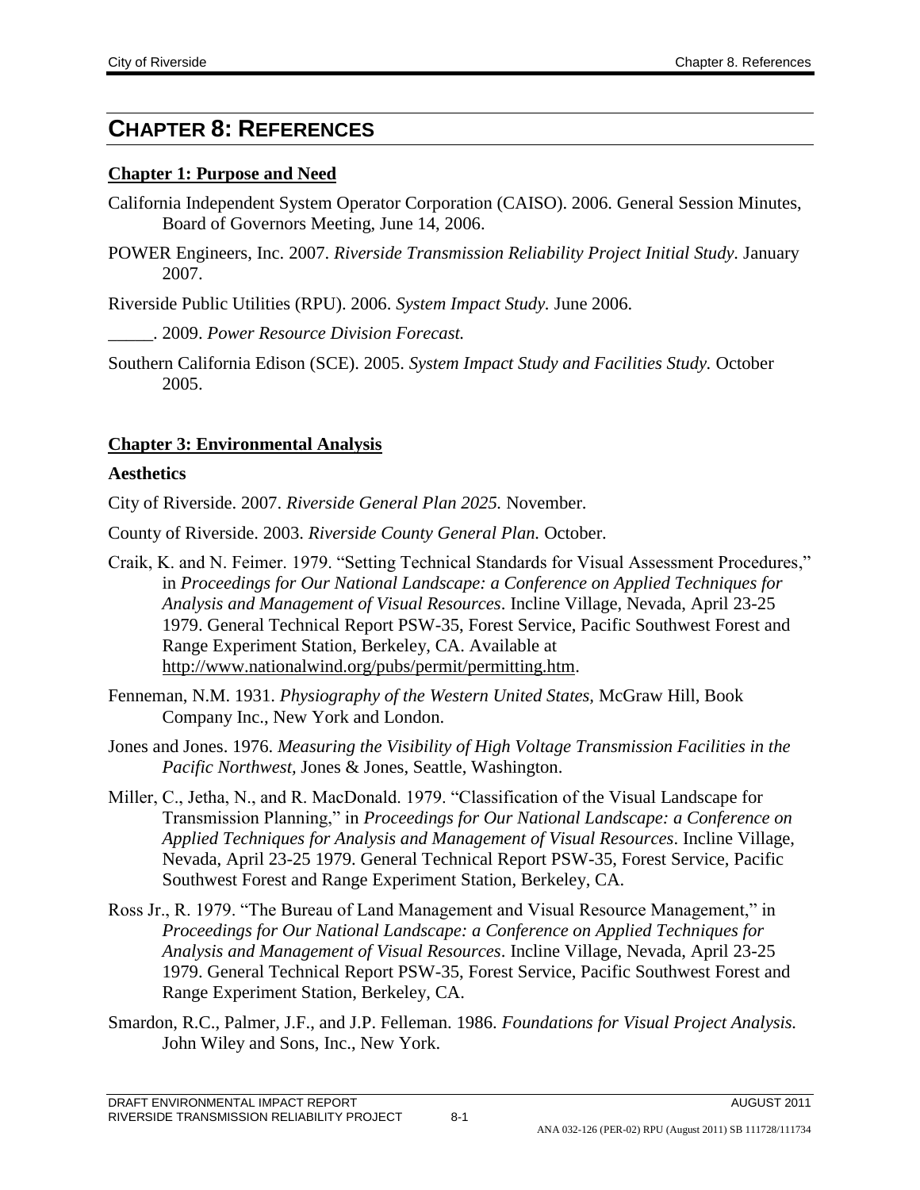# CHAPTER 8: REFERENCES

## Chapter 1: Purpose and Need

California Independent System Operator Corporation (CAISO). 2006. General Session Minutes, Board of Governors Meeting, June 14, 2006.

POWER Engineers, Inc. 2007. *Riverside Transmission Reliability Project Initial Study.* January 2007.

Riverside Public Utilities (RPU). 2006. *System Impact Study.* June 2006.

_____. 2009. *Power Resource Division Forecast.*

Southern California Edison (SCE). 2005. *System Impact Study and Facilities Study.* October 2005.

## Chapter 3: Environmental Analysis

### Aesthetics

City of Riverside. 2007. *Riverside General Plan 2025.* November.

County of Riverside. 2003. *Riverside County General Plan.* October.

Craik, K. and N. Feimer. 1979. "Setting Technical Standards for Visual Assessment Procedures," in *Proceedings for Our National Landscape: a Conference on Applied Techniques for Analysis and Management of Visual Resources*. Incline Village, Nevada, April 23-25 1979. General Technical Report PSW-35, Forest Service, Pacific Southwest Forest and Range Experiment Station, Berkeley, CA. Available at http://www.nationalwind.org/pubs/permit/permitting.htm.

Fenneman, N.M. 1931. *Physiography of the Western United States,* McGraw Hill, Book Company Inc., New York and London.

Jones and Jones. 1976. *Measuring the Visibility of High Voltage Transmission Facilities in the Pacific Northwest,* Jones & Jones, Seattle, Washington.

Miller, C., Jetha, N., and R. MacDonald. 1979. "Classification of the Visual Landscape for Transmission Planning," in *Proceedings for Our National Landscape: a Conference on Applied Techniques for Analysis and Management of Visual Resources*. Incline Village, Nevada, April 23-25 1979. General Technical Report PSW-35, Forest Service, Pacific Southwest Forest and Range Experiment Station, Berkeley, CA.

Ross Jr., R. 1979. "The Bureau of Land Management and Visual Resource Management," in *Proceedings for Our National Landscape: a Conference on Applied Techniques for Analysis and Management of Visual Resources*. Incline Village, Nevada, April 23-25 1979. General Technical Report PSW-35, Forest Service, Pacific Southwest Forest and Range Experiment Station, Berkeley, CA.

Smardon, R.C., Palmer, J.F., and J.P. Felleman. 1986. *Foundations for Visual Project Analysis.* John Wiley and Sons, Inc., New York.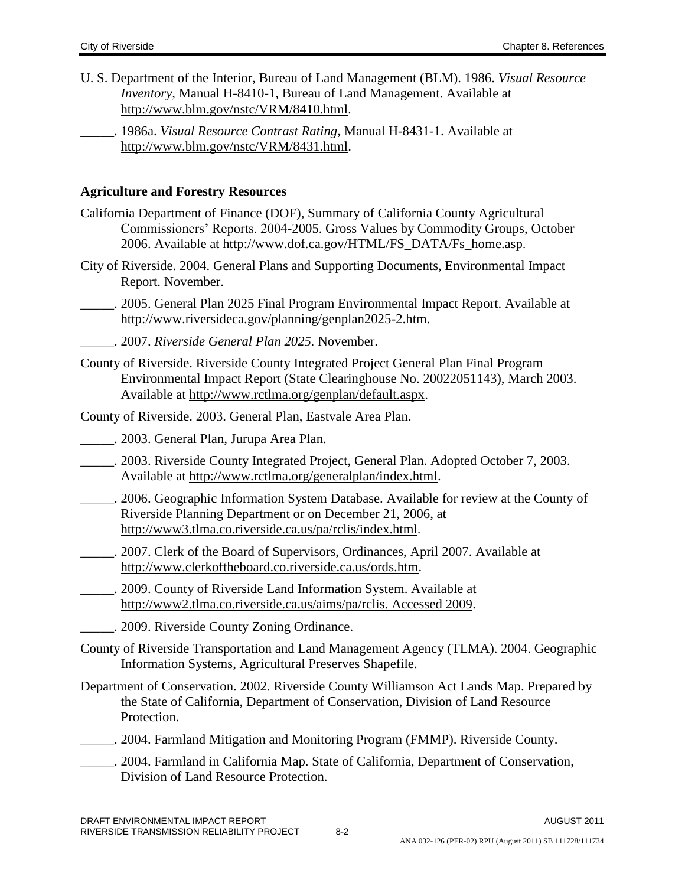U. S. Department of the Interior, Bureau of Land Management (BLM). 1986. *Visual Resource Inventory,* Manual H-8410-1, Bureau of Land Management. Available at http://www.blm.gov/nstc/VRM/8410.html.

_____. 1986a. *Visual Resource Contrast Rating,* Manual H-8431-1. Available at http://www.blm.gov/nstc/VRM/8431.html.

**Agriculture and Forestry Resources**

California Department of Finance (DOF), Summary of California County Agricultural Commissioners' Reports. 2004-2005. Gross Values by Commodity Groups, October 2006. Available at http://www.dof.ca.gov/HTML/FS_DATA/Fs_home.asp.

City of Riverside. 2004. General Plans and Supporting Documents, Environmental Impact Report. November.

_____. 2005. General Plan 2025 Final Program Environmental Impact Report. Available at http://www.riversideca.gov/planning/genplan2025-2.htm.

_____. 2007. *Riverside General Plan 2025.* November.

County of Riverside. Riverside County Integrated Project General Plan Final Program Environmental Impact Report (State Clearinghouse No. 20022051143), March 2003. Available at http://www.rctlma.org/genplan/default.aspx.

County of Riverside. 2003. General Plan, Eastvale Area Plan.

_____. 2003. General Plan, Jurupa Area Plan.

_____. 2003. Riverside County Integrated Project, General Plan. Adopted October 7, 2003. Available at http://www.rctlma.org/generalplan/index.html.

_____. 2006. Geographic Information System Database. Available for review at the County of Riverside Planning Department or on December 21, 2006, at http://www3.tlma.co.riverside.ca.us/pa/rclis/index.html.

_____. 2007. Clerk of the Board of Supervisors, Ordinances, April 2007. Available at http://www.clerkoftheboard.co.riverside.ca.us/ords.htm.

_____. 2009. County of Riverside Land Information System. Available at http://www2.tlma.co.riverside.ca.us/aims/pa/rclis. Accessed 2009.

_____. 2009. Riverside County Zoning Ordinance.

County of Riverside Transportation and Land Management Agency (TLMA). 2004. Geographic Information Systems, Agricultural Preserves Shapefile.

Department of Conservation. 2002. Riverside County Williamson Act Lands Map. Prepared by the State of California, Department of Conservation, Division of Land Resource Protection.

_____. 2004. Farmland Mitigation and Monitoring Program (FMMP). Riverside County.

_____. 2004. Farmland in California Map. State of California, Department of Conservation, Division of Land Resource Protection.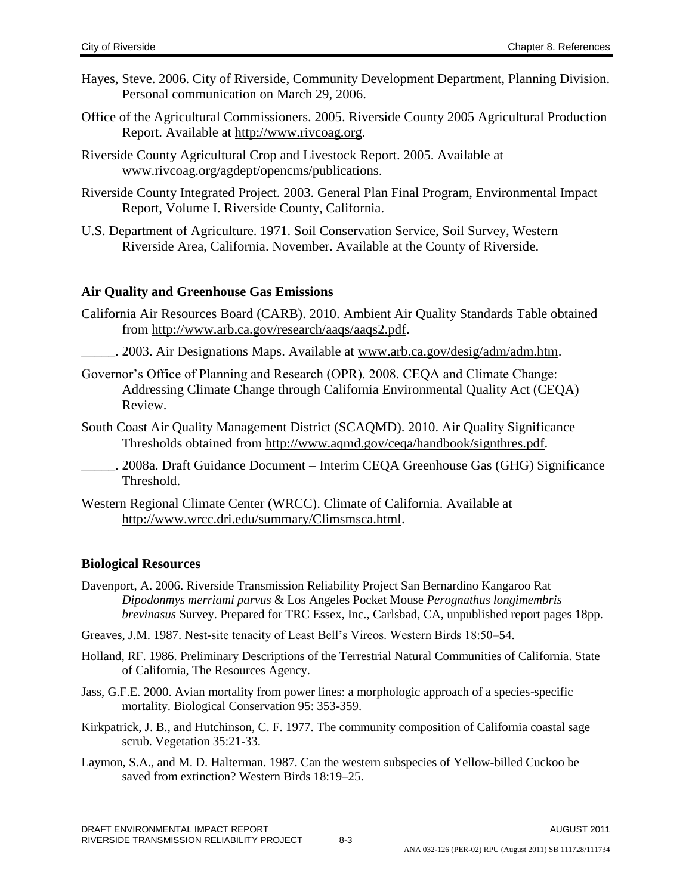Hayes, Steve. 2006. City of Riverside, Community Development Department, Planning Division. Personal communication on March 29, 2006.

Office of the Agricultural Commissioners. 2005. Riverside County 2005 Agricultural Production Report. Available at http://www.rivcoag.org.

Riverside County Agricultural Crop and Livestock Report. 2005. Available at www.rivcoag.org/agdept/opencms/publications.

Riverside County Integrated Project. 2003. General Plan Final Program, Environmental Impact Report, Volume I. Riverside County, California.

U.S. Department of Agriculture. 1971. Soil Conservation Service, Soil Survey, Western Riverside Area, California. November. Available at the County of Riverside.

### Air Quality and Greenhouse Gas Emissions

California Air Resources Board (CARB). 2010. Ambient Air Quality Standards Table obtained from http://www.arb.ca.gov/research/aaqs/aaqs2.pdf.

_____. 2003. Air Designations Maps. Available at www.arb.ca.gov/desig/adm/adm.htm.

Governor's Office of Planning and Research (OPR). 2008. CEQA and Climate Change: Addressing Climate Change through California Environmental Quality Act (CEQA) Review.

South Coast Air Quality Management District (SCAQMD). 2010. Air Quality Significance Thresholds obtained from http://www.aqmd.gov/ceqa/handbook/signthres.pdf.

_____. 2008a. Draft Guidance Document – Interim CEQA Greenhouse Gas (GHG) Significance Threshold.

Western Regional Climate Center (WRCC). Climate of California. Available at http://www.wrcc.dri.edu/summary/Climsmsca.html.

### Biological Resources

Davenport, A. 2006. Riverside Transmission Reliability Project San Bernardino Kangaroo Rat *Dipodonmys merriami parvus* & Los Angeles Pocket Mouse *Perognathus longimembris brevinasus* Survey. Prepared for TRC Essex, Inc., Carlsbad, CA, unpublished report pages 18pp.

Greaves, J.M. 1987. Nest-site tenacity of Least Bell's Vireos. Western Birds 18:50–54.

Holland, RF. 1986. Preliminary Descriptions of the Terrestrial Natural Communities of California. State of California, The Resources Agency.

Jass, G.F.E. 2000. Avian mortality from power lines: a morphologic approach of a species-specific mortality. Biological Conservation 95: 353-359.

Kirkpatrick, J. B., and Hutchinson, C. F. 1977. The community composition of California coastal sage scrub. Vegetation 35:21-33.

Laymon, S.A., and M. D. Halterman. 1987. Can the western subspecies of Yellow-billed Cuckoo be saved from extinction? Western Birds 18:19–25.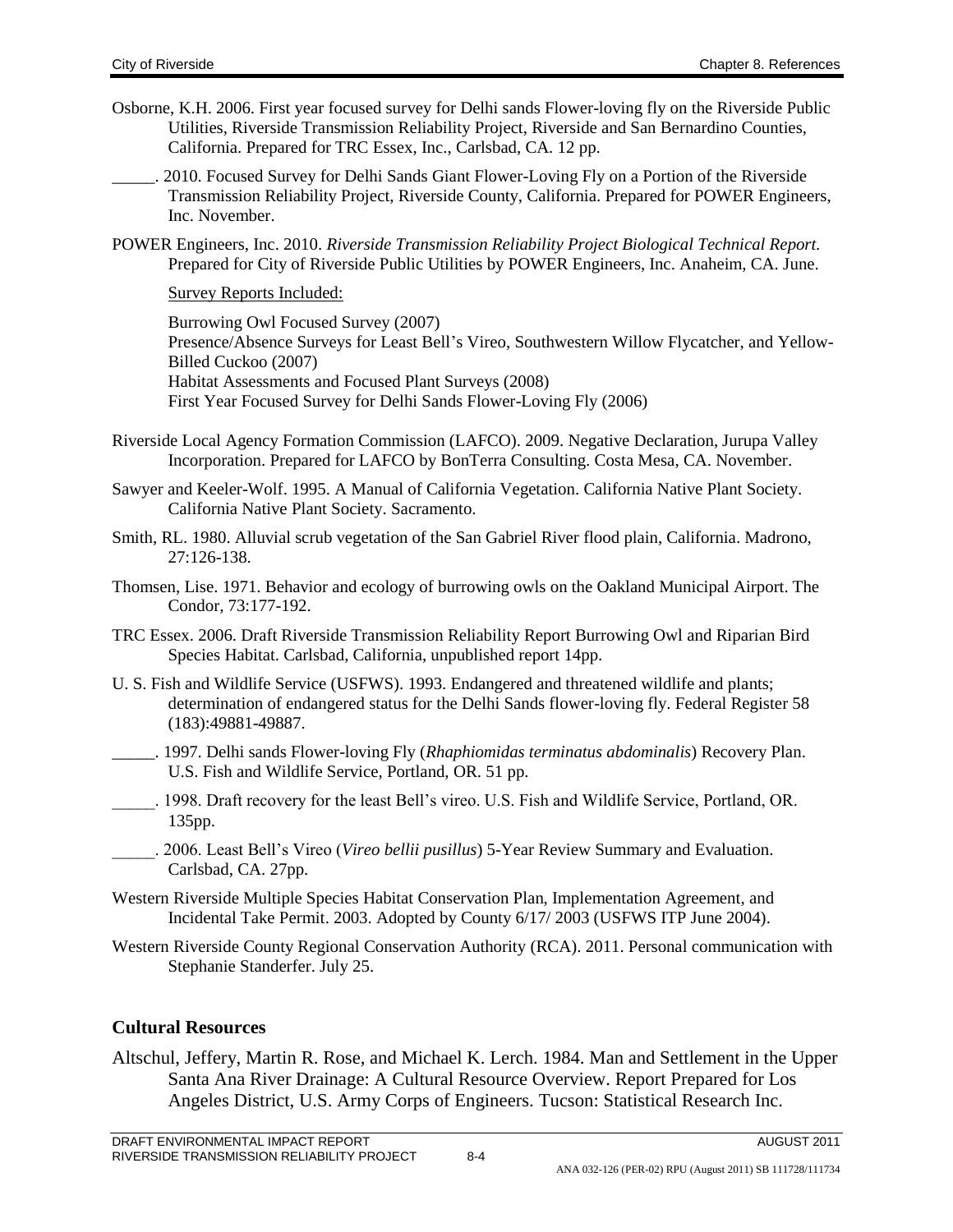Osborne, K.H. 2006. First year focused survey for Delhi sands Flower-loving fly on the Riverside Public Utilities, Riverside Transmission Reliability Project, Riverside and San Bernardino Counties, California. Prepared for TRC Essex, Inc., Carlsbad, CA. 12 pp.

_____. 2010. Focused Survey for Delhi Sands Giant Flower-Loving Fly on a Portion of the Riverside Transmission Reliability Project, Riverside County, California. Prepared for POWER Engineers, Inc. November.

POWER Engineers, Inc. 2010. *Riverside Transmission Reliability Project Biological Technical Report.* Prepared for City of Riverside Public Utilities by POWER Engineers, Inc. Anaheim, CA. June.

Survey Reports Included:

Burrowing Owl Focused Survey (2007)
Presence/Absence Surveys for Least Bell's Vireo, Southwestern Willow Flycatcher, and Yellow-Billed Cuckoo (2007)
Habitat Assessments and Focused Plant Surveys (2008)
First Year Focused Survey for Delhi Sands Flower-Loving Fly (2006)

Riverside Local Agency Formation Commission (LAFCO). 2009. Negative Declaration, Jurupa Valley Incorporation. Prepared for LAFCO by BonTerra Consulting. Costa Mesa, CA. November.

Sawyer and Keeler-Wolf. 1995. A Manual of California Vegetation. California Native Plant Society. California Native Plant Society. Sacramento.

Smith, RL. 1980. Alluvial scrub vegetation of the San Gabriel River flood plain, California. Madrono, 27:126-138.

Thomsen, Lise. 1971. Behavior and ecology of burrowing owls on the Oakland Municipal Airport. The Condor, 73:177-192.

TRC Essex. 2006. Draft Riverside Transmission Reliability Report Burrowing Owl and Riparian Bird Species Habitat. Carlsbad, California, unpublished report 14pp.

U. S. Fish and Wildlife Service (USFWS). 1993. Endangered and threatened wildlife and plants; determination of endangered status for the Delhi Sands flower-loving fly. Federal Register 58 (183):49881-49887.

_____. 1997. Delhi sands Flower-loving Fly (*Rhaphiomidas terminatus abdominalis*) Recovery Plan. U.S. Fish and Wildlife Service, Portland, OR. 51 pp.

_____. 1998. Draft recovery for the least Bell's vireo. U.S. Fish and Wildlife Service, Portland, OR. 135pp.

_____. 2006. Least Bell's Vireo (*Vireo bellii pusillus*) 5-Year Review Summary and Evaluation. Carlsbad, CA. 27pp.

Western Riverside Multiple Species Habitat Conservation Plan, Implementation Agreement, and Incidental Take Permit. 2003. Adopted by County 6/17/ 2003 (USFWS ITP June 2004).

Western Riverside County Regional Conservation Authority (RCA). 2011. Personal communication with Stephanie Standerfer. July 25.

## Cultural Resources

Altschul, Jeffery, Martin R. Rose, and Michael K. Lerch. 1984. Man and Settlement in the Upper Santa Ana River Drainage: A Cultural Resource Overview. Report Prepared for Los Angeles District, U.S. Army Corps of Engineers. Tucson: Statistical Research Inc.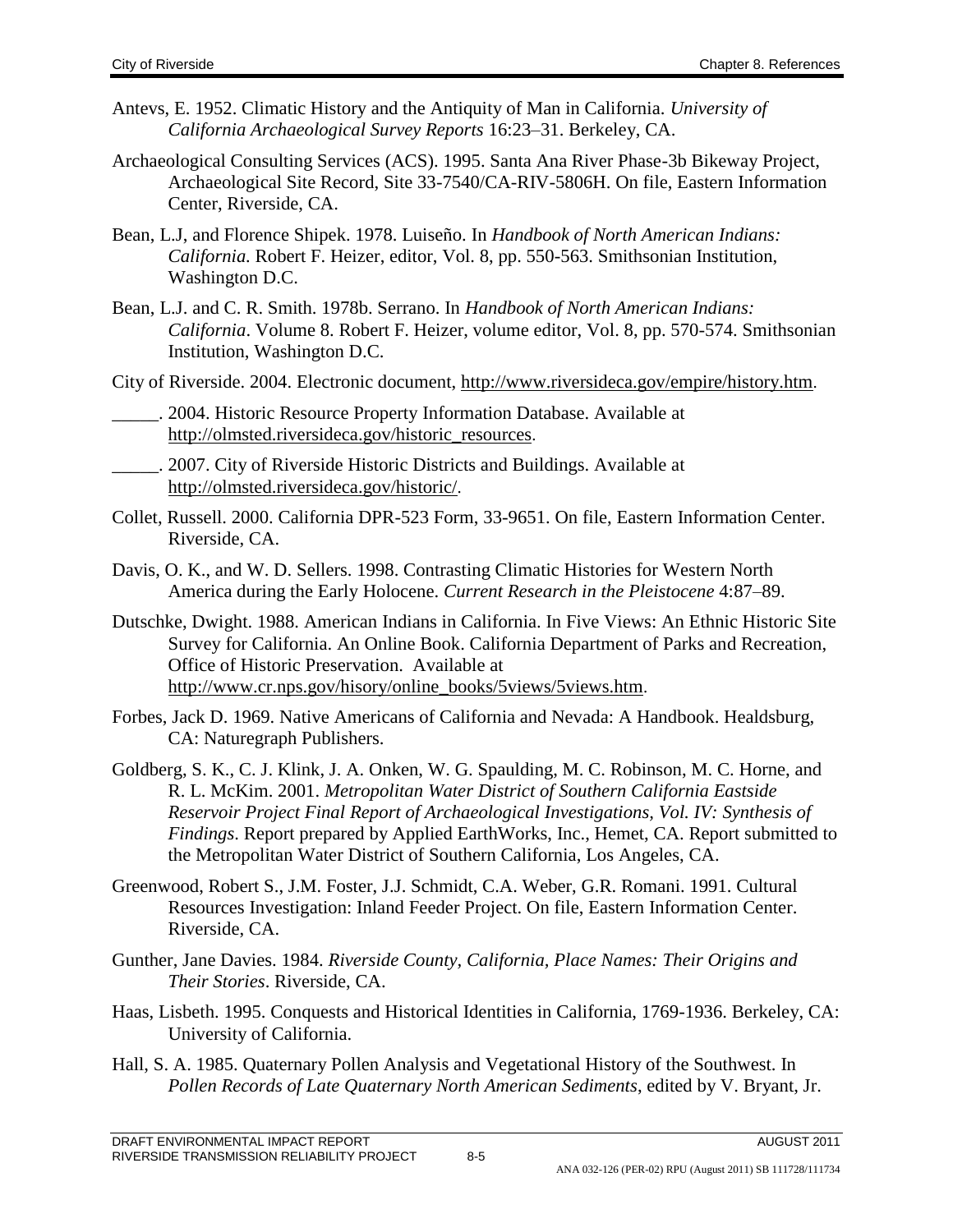Antevs, E. 1952. Climatic History and the Antiquity of Man in California. *University of California Archaeological Survey Reports* 16:23–31. Berkeley, CA.

Archaeological Consulting Services (ACS). 1995. Santa Ana River Phase-3b Bikeway Project, Archaeological Site Record, Site 33-7540/CA-RIV-5806H. On file, Eastern Information Center, Riverside, CA.

Bean, L.J, and Florence Shipek. 1978. Luiseño. In *Handbook of North American Indians: California*. Robert F. Heizer, editor, Vol. 8, pp. 550-563. Smithsonian Institution, Washington D.C.

Bean, L.J. and C. R. Smith. 1978b. Serrano. In *Handbook of North American Indians: California*. Volume 8. Robert F. Heizer, volume editor, Vol. 8, pp. 570-574. Smithsonian Institution, Washington D.C.

City of Riverside. 2004. Electronic document, http://www.riversideca.gov/empire/history.htm.

_____. 2004. Historic Resource Property Information Database. Available at http://olmsted.riversideca.gov/historic_resources.

_____. 2007. City of Riverside Historic Districts and Buildings. Available at http://olmsted.riversideca.gov/historic/.

Collet, Russell. 2000. California DPR-523 Form, 33-9651. On file, Eastern Information Center. Riverside, CA.

Davis, O. K., and W. D. Sellers. 1998. Contrasting Climatic Histories for Western North America during the Early Holocene. *Current Research in the Pleistocene* 4:87–89.

Dutschke, Dwight. 1988. American Indians in California. In Five Views: An Ethnic Historic Site Survey for California. An Online Book. California Department of Parks and Recreation, Office of Historic Preservation. Available at http://www.cr.nps.gov/hisory/online_books/5views/5views.htm.

Forbes, Jack D. 1969. Native Americans of California and Nevada: A Handbook. Healdsburg, CA: Naturegraph Publishers.

Goldberg, S. K., C. J. Klink, J. A. Onken, W. G. Spaulding, M. C. Robinson, M. C. Horne, and R. L. McKim. 2001. *Metropolitan Water District of Southern California Eastside Reservoir Project Final Report of Archaeological Investigations, Vol. IV: Synthesis of Findings*. Report prepared by Applied EarthWorks, Inc., Hemet, CA. Report submitted to the Metropolitan Water District of Southern California, Los Angeles, CA.

Greenwood, Robert S., J.M. Foster, J.J. Schmidt, C.A. Weber, G.R. Romani. 1991. Cultural Resources Investigation: Inland Feeder Project. On file, Eastern Information Center. Riverside, CA.

Gunther, Jane Davies. 1984. *Riverside County, California, Place Names: Their Origins and Their Stories*. Riverside, CA.

Haas, Lisbeth. 1995. Conquests and Historical Identities in California, 1769-1936. Berkeley, CA: University of California.

Hall, S. A. 1985. Quaternary Pollen Analysis and Vegetational History of the Southwest. In *Pollen Records of Late Quaternary North American Sediments*, edited by V. Bryant, Jr.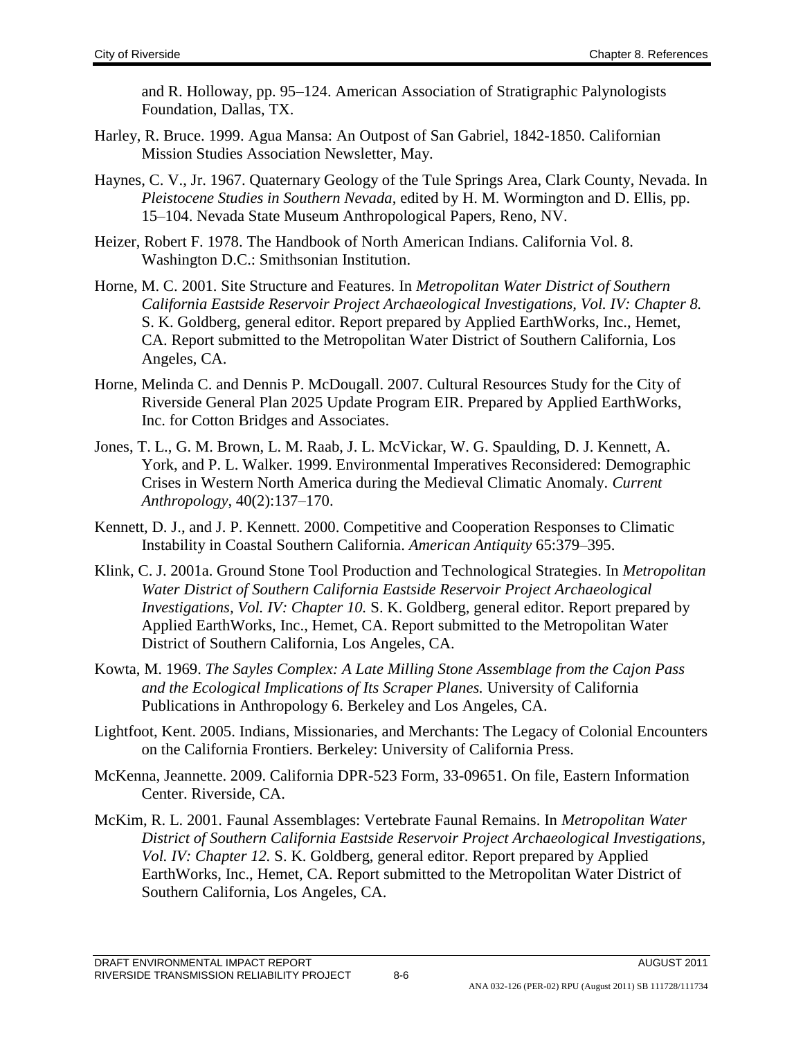and R. Holloway, pp. 95–124. American Association of Stratigraphic Palynologists Foundation, Dallas, TX.

Harley, R. Bruce. 1999. Agua Mansa: An Outpost of San Gabriel, 1842-1850. Californian Mission Studies Association Newsletter, May.

Haynes, C. V., Jr. 1967. Quaternary Geology of the Tule Springs Area, Clark County, Nevada. In *Pleistocene Studies in Southern Nevada*, edited by H. M. Wormington and D. Ellis, pp. 15–104. Nevada State Museum Anthropological Papers, Reno, NV.

Heizer, Robert F. 1978. The Handbook of North American Indians. California Vol. 8. Washington D.C.: Smithsonian Institution.

Horne, M. C. 2001. Site Structure and Features. In *Metropolitan Water District of Southern California Eastside Reservoir Project Archaeological Investigations, Vol. IV: Chapter 8.* S. K. Goldberg, general editor. Report prepared by Applied EarthWorks, Inc., Hemet, CA. Report submitted to the Metropolitan Water District of Southern California, Los Angeles, CA.

Horne, Melinda C. and Dennis P. McDougall. 2007. Cultural Resources Study for the City of Riverside General Plan 2025 Update Program EIR. Prepared by Applied EarthWorks, Inc. for Cotton Bridges and Associates.

Jones, T. L., G. M. Brown, L. M. Raab, J. L. McVickar, W. G. Spaulding, D. J. Kennett, A. York, and P. L. Walker. 1999. Environmental Imperatives Reconsidered: Demographic Crises in Western North America during the Medieval Climatic Anomaly. *Current Anthropology*, 40(2):137–170.

Kennett, D. J., and J. P. Kennett. 2000. Competitive and Cooperation Responses to Climatic Instability in Coastal Southern California. *American Antiquity* 65:379–395.

Klink, C. J. 2001a. Ground Stone Tool Production and Technological Strategies. In *Metropolitan Water District of Southern California Eastside Reservoir Project Archaeological Investigations, Vol. IV: Chapter 10.* S. K. Goldberg, general editor. Report prepared by Applied EarthWorks, Inc., Hemet, CA. Report submitted to the Metropolitan Water District of Southern California, Los Angeles, CA.

Kowta, M. 1969. *The Sayles Complex: A Late Milling Stone Assemblage from the Cajon Pass and the Ecological Implications of Its Scraper Planes.* University of California Publications in Anthropology 6. Berkeley and Los Angeles, CA.

Lightfoot, Kent. 2005. Indians, Missionaries, and Merchants: The Legacy of Colonial Encounters on the California Frontiers. Berkeley: University of California Press.

McKenna, Jeannette. 2009. California DPR-523 Form, 33-09651. On file, Eastern Information Center. Riverside, CA.

McKim, R. L. 2001. Faunal Assemblages: Vertebrate Faunal Remains. In *Metropolitan Water District of Southern California Eastside Reservoir Project Archaeological Investigations, Vol. IV: Chapter 12.* S. K. Goldberg, general editor. Report prepared by Applied EarthWorks, Inc., Hemet, CA. Report submitted to the Metropolitan Water District of Southern California, Los Angeles, CA.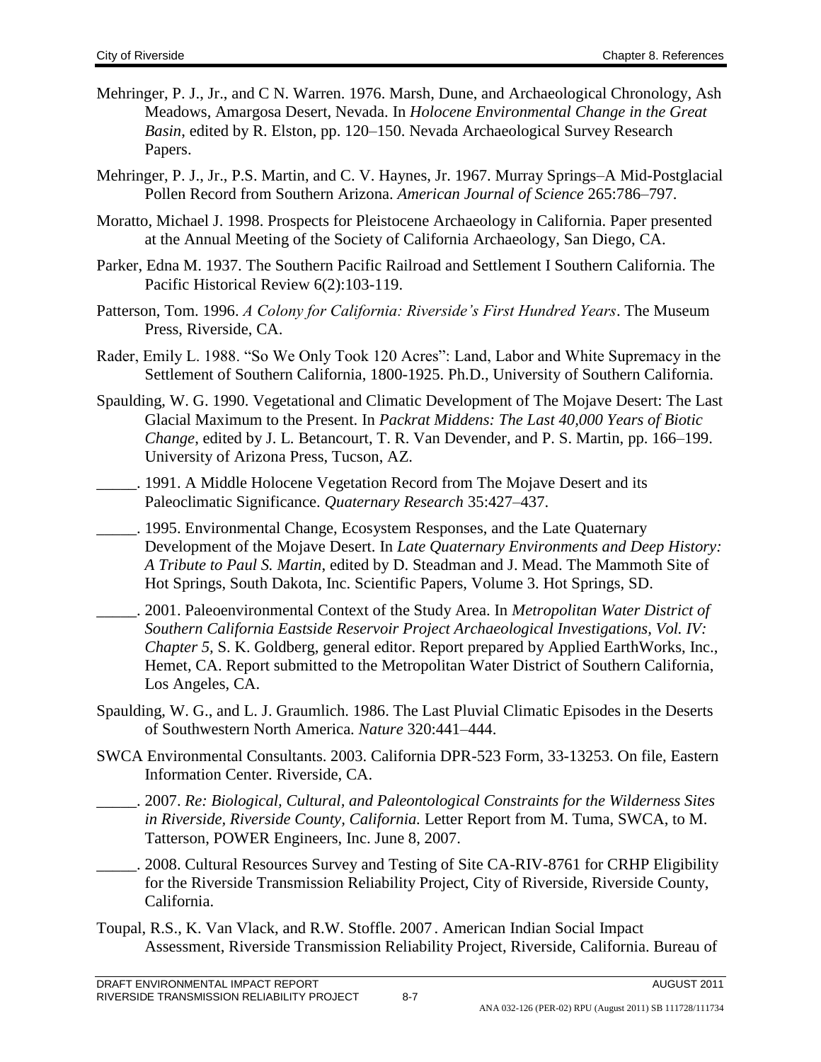Mehringer, P. J., Jr., and C N. Warren. 1976. Marsh, Dune, and Archaeological Chronology, Ash Meadows, Amargosa Desert, Nevada. In *Holocene Environmental Change in the Great Basin*, edited by R. Elston, pp. 120–150. Nevada Archaeological Survey Research Papers.

Mehringer, P. J., Jr., P.S. Martin, and C. V. Haynes, Jr. 1967. Murray Springs–A Mid-Postglacial Pollen Record from Southern Arizona. *American Journal of Science* 265:786–797.

Moratto, Michael J. 1998. Prospects for Pleistocene Archaeology in California. Paper presented at the Annual Meeting of the Society of California Archaeology, San Diego, CA.

Parker, Edna M. 1937. The Southern Pacific Railroad and Settlement I Southern California. The Pacific Historical Review 6(2):103-119.

Patterson, Tom. 1996. *A Colony for California: Riverside's First Hundred Years*. The Museum Press, Riverside, CA.

Rader, Emily L. 1988. "So We Only Took 120 Acres": Land, Labor and White Supremacy in the Settlement of Southern California, 1800-1925. Ph.D., University of Southern California.

Spaulding, W. G. 1990. Vegetational and Climatic Development of The Mojave Desert: The Last Glacial Maximum to the Present. In *Packrat Middens: The Last 40,000 Years of Biotic Change*, edited by J. L. Betancourt, T. R. Van Devender, and P. S. Martin, pp. 166–199. University of Arizona Press, Tucson, AZ.

_____. 1991. A Middle Holocene Vegetation Record from The Mojave Desert and its Paleoclimatic Significance. *Quaternary Research* 35:427–437.

_____. 1995. Environmental Change, Ecosystem Responses, and the Late Quaternary Development of the Mojave Desert. In *Late Quaternary Environments and Deep History: A Tribute to Paul S. Martin*, edited by D. Steadman and J. Mead. The Mammoth Site of Hot Springs, South Dakota, Inc. Scientific Papers, Volume 3. Hot Springs, SD.

_____. 2001. Paleoenvironmental Context of the Study Area. In *Metropolitan Water District of Southern California Eastside Reservoir Project Archaeological Investigations, Vol. IV: Chapter 5*, S. K. Goldberg, general editor. Report prepared by Applied EarthWorks, Inc., Hemet, CA. Report submitted to the Metropolitan Water District of Southern California, Los Angeles, CA.

Spaulding, W. G., and L. J. Graumlich. 1986. The Last Pluvial Climatic Episodes in the Deserts of Southwestern North America. *Nature* 320:441–444.

SWCA Environmental Consultants. 2003. California DPR-523 Form, 33-13253. On file, Eastern Information Center. Riverside, CA.

_____. 2007. *Re: Biological, Cultural, and Paleontological Constraints for the Wilderness Sites in Riverside, Riverside County, California.* Letter Report from M. Tuma, SWCA, to M. Tatterson, POWER Engineers, Inc. June 8, 2007.

_____. 2008. Cultural Resources Survey and Testing of Site CA-RIV-8761 for CRHP Eligibility for the Riverside Transmission Reliability Project, City of Riverside, Riverside County, California.

Toupal, R.S., K. Van Vlack, and R.W. Stoffle. 2007. American Indian Social Impact Assessment, Riverside Transmission Reliability Project, Riverside, California. Bureau of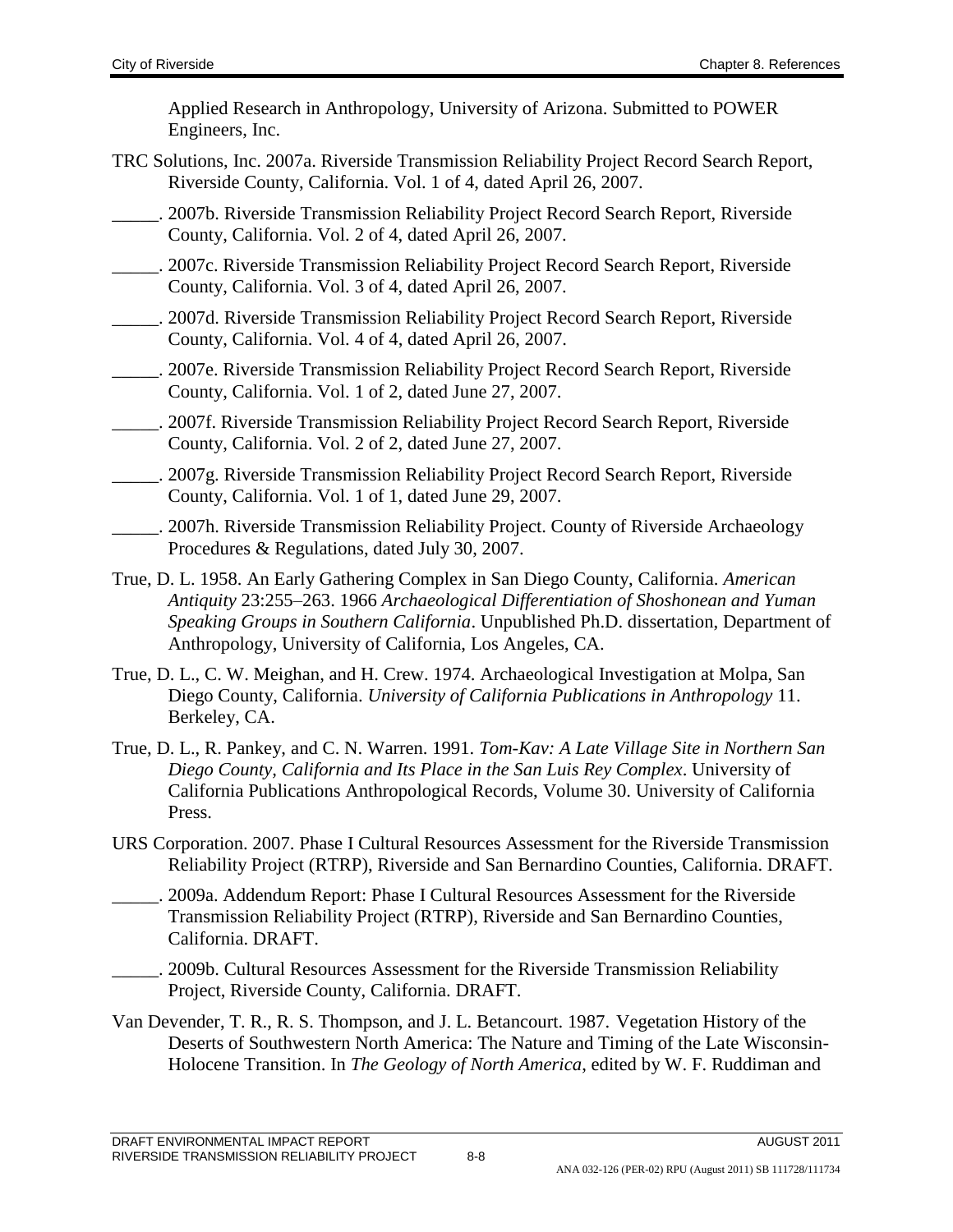Applied Research in Anthropology, University of Arizona. Submitted to POWER Engineers, Inc.

TRC Solutions, Inc. 2007a. Riverside Transmission Reliability Project Record Search Report, Riverside County, California. Vol. 1 of 4, dated April 26, 2007.

_____. 2007b. Riverside Transmission Reliability Project Record Search Report, Riverside County, California. Vol. 2 of 4, dated April 26, 2007.

_____. 2007c. Riverside Transmission Reliability Project Record Search Report, Riverside County, California. Vol. 3 of 4, dated April 26, 2007.

_____. 2007d. Riverside Transmission Reliability Project Record Search Report, Riverside County, California. Vol. 4 of 4, dated April 26, 2007.

_____. 2007e. Riverside Transmission Reliability Project Record Search Report, Riverside County, California. Vol. 1 of 2, dated June 27, 2007.

_____. 2007f. Riverside Transmission Reliability Project Record Search Report, Riverside County, California. Vol. 2 of 2, dated June 27, 2007.

_____. 2007g. Riverside Transmission Reliability Project Record Search Report, Riverside County, California. Vol. 1 of 1, dated June 29, 2007.

_____. 2007h. Riverside Transmission Reliability Project. County of Riverside Archaeology Procedures & Regulations, dated July 30, 2007.

True, D. L. 1958. An Early Gathering Complex in San Diego County, California. *American Antiquity* 23:255–263. 1966 *Archaeological Differentiation of Shoshonean and Yuman Speaking Groups in Southern California*. Unpublished Ph.D. dissertation, Department of Anthropology, University of California, Los Angeles, CA.

True, D. L., C. W. Meighan, and H. Crew. 1974. Archaeological Investigation at Molpa, San Diego County, California. *University of California Publications in Anthropology* 11. Berkeley, CA.

True, D. L., R. Pankey, and C. N. Warren. 1991. *Tom-Kav: A Late Village Site in Northern San Diego County, California and Its Place in the San Luis Rey Complex*. University of California Publications Anthropological Records, Volume 30. University of California Press.

URS Corporation. 2007. Phase I Cultural Resources Assessment for the Riverside Transmission Reliability Project (RTRP), Riverside and San Bernardino Counties, California. DRAFT.

_____. 2009a. Addendum Report: Phase I Cultural Resources Assessment for the Riverside Transmission Reliability Project (RTRP), Riverside and San Bernardino Counties, California. DRAFT.

_____. 2009b. Cultural Resources Assessment for the Riverside Transmission Reliability Project, Riverside County, California. DRAFT.

Van Devender, T. R., R. S. Thompson, and J. L. Betancourt. 1987. Vegetation History of the Deserts of Southwestern North America: The Nature and Timing of the Late Wisconsin-Holocene Transition. In *The Geology of North America*, edited by W. F. Ruddiman and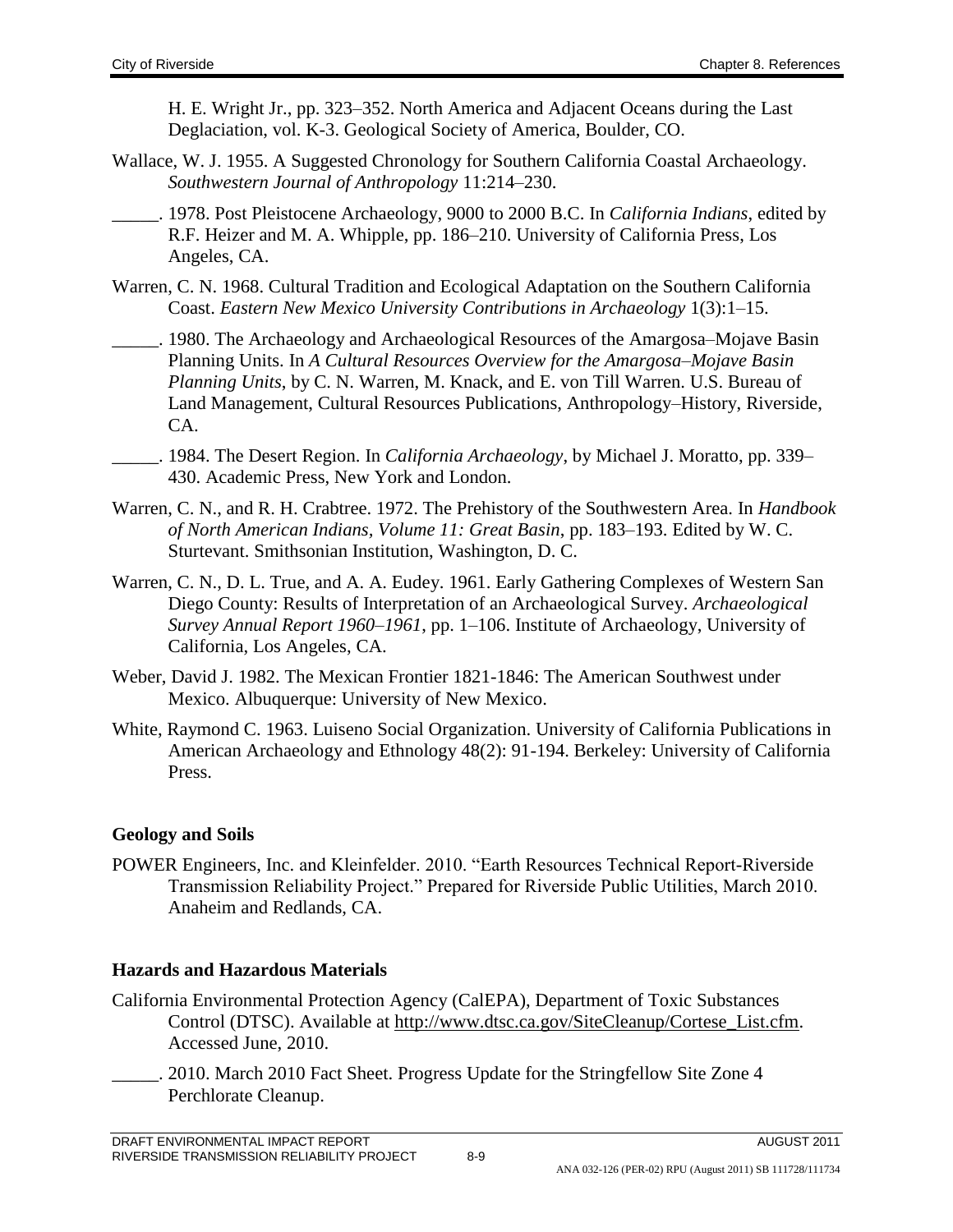H. E. Wright Jr., pp. 323–352. North America and Adjacent Oceans during the Last Deglaciation, vol. K-3. Geological Society of America, Boulder, CO.

Wallace, W. J. 1955. A Suggested Chronology for Southern California Coastal Archaeology. *Southwestern Journal of Anthropology* 11:214–230.

_____. 1978. Post Pleistocene Archaeology, 9000 to 2000 B.C. In *California Indians*, edited by R.F. Heizer and M. A. Whipple, pp. 186–210. University of California Press, Los Angeles, CA.

Warren, C. N. 1968. Cultural Tradition and Ecological Adaptation on the Southern California Coast. *Eastern New Mexico University Contributions in Archaeology* 1(3):1–15.

_____. 1980. The Archaeology and Archaeological Resources of the Amargosa–Mojave Basin Planning Units. In *A Cultural Resources Overview for the Amargosa–Mojave Basin Planning Units*, by C. N. Warren, M. Knack, and E. von Till Warren. U.S. Bureau of Land Management, Cultural Resources Publications, Anthropology–History, Riverside, CA.

_____. 1984. The Desert Region. In *California Archaeology*, by Michael J. Moratto, pp. 339–430. Academic Press, New York and London.

Warren, C. N., and R. H. Crabtree. 1972. The Prehistory of the Southwestern Area. In *Handbook of North American Indians, Volume 11: Great Basin*, pp. 183–193. Edited by W. C. Sturtevant. Smithsonian Institution, Washington, D. C.

Warren, C. N., D. L. True, and A. A. Eudey. 1961. Early Gathering Complexes of Western San Diego County: Results of Interpretation of an Archaeological Survey. *Archaeological Survey Annual Report 1960–1961*, pp. 1–106. Institute of Archaeology, University of California, Los Angeles, CA.

Weber, David J. 1982. The Mexican Frontier 1821-1846: The American Southwest under Mexico. Albuquerque: University of New Mexico.

White, Raymond C. 1963. Luiseno Social Organization. University of California Publications in American Archaeology and Ethnology 48(2): 91-194. Berkeley: University of California Press.

**Geology and Soils**

POWER Engineers, Inc. and Kleinfelder. 2010. "Earth Resources Technical Report-Riverside Transmission Reliability Project." Prepared for Riverside Public Utilities, March 2010. Anaheim and Redlands, CA.

**Hazards and Hazardous Materials**

California Environmental Protection Agency (CalEPA), Department of Toxic Substances Control (DTSC). Available at http://www.dtsc.ca.gov/SiteCleanup/Cortese_List.cfm. Accessed June, 2010.

_____. 2010. March 2010 Fact Sheet. Progress Update for the Stringfellow Site Zone 4 Perchlorate Cleanup.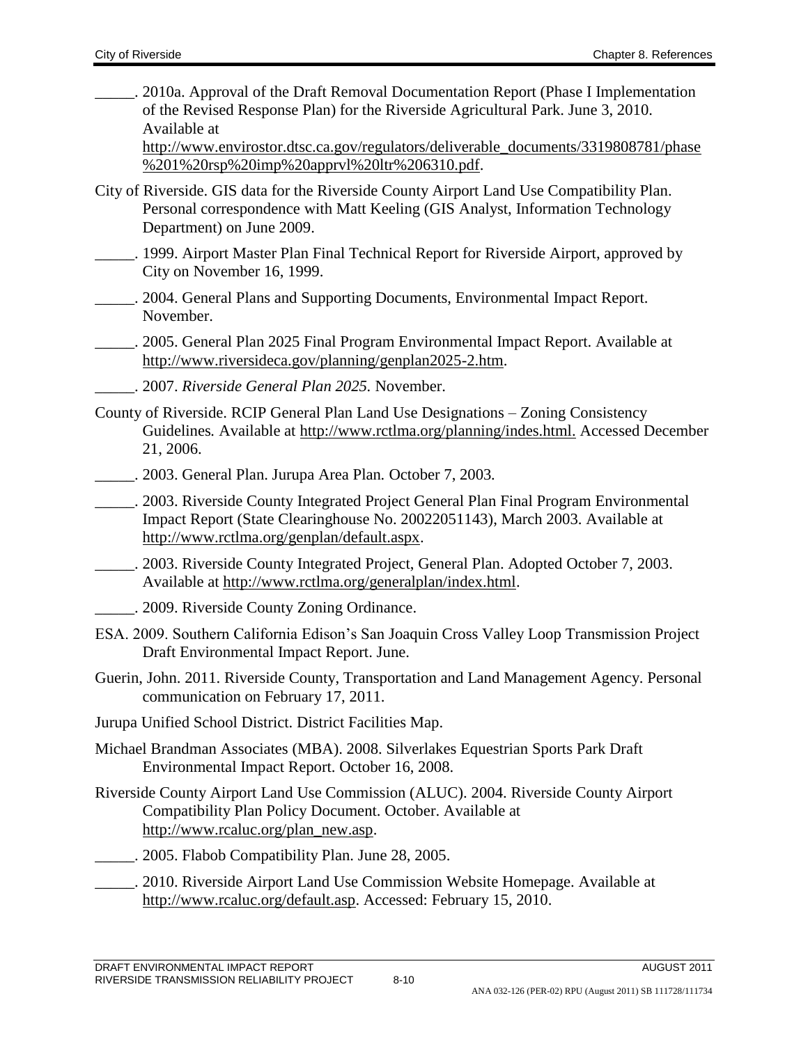_____. 2010a. Approval of the Draft Removal Documentation Report (Phase I Implementation of the Revised Response Plan) for the Riverside Agricultural Park. June 3, 2010. Available at http://www.envirostor.dtsc.ca.gov/regulators/deliverable_documents/3319808781/phase%201%20rsp%20imp%20apprvl%20ltr%206310.pdf.

City of Riverside. GIS data for the Riverside County Airport Land Use Compatibility Plan. Personal correspondence with Matt Keeling (GIS Analyst, Information Technology Department) on June 2009.

_____. 1999. Airport Master Plan Final Technical Report for Riverside Airport, approved by City on November 16, 1999.

_____. 2004. General Plans and Supporting Documents, Environmental Impact Report. November.

_____. 2005. General Plan 2025 Final Program Environmental Impact Report. Available at http://www.riversideca.gov/planning/genplan2025-2.htm.

_____. 2007. *Riverside General Plan 2025.* November.

County of Riverside. RCIP General Plan Land Use Designations – Zoning Consistency Guidelines*.* Available at http://www.rctlma.org/planning/indes.html. Accessed December 21, 2006.

_____. 2003. General Plan. Jurupa Area Plan*.* October 7, 2003*.*

_____. 2003. Riverside County Integrated Project General Plan Final Program Environmental Impact Report (State Clearinghouse No. 20022051143), March 2003. Available at http://www.rctlma.org/genplan/default.aspx.

_____. 2003. Riverside County Integrated Project, General Plan. Adopted October 7, 2003. Available at http://www.rctlma.org/generalplan/index.html.

_____. 2009. Riverside County Zoning Ordinance.

ESA. 2009. Southern California Edison's San Joaquin Cross Valley Loop Transmission Project Draft Environmental Impact Report. June.

Guerin, John. 2011. Riverside County, Transportation and Land Management Agency. Personal communication on February 17, 2011.

Jurupa Unified School District. District Facilities Map.

Michael Brandman Associates (MBA). 2008. Silverlakes Equestrian Sports Park Draft Environmental Impact Report. October 16, 2008.

Riverside County Airport Land Use Commission (ALUC). 2004. Riverside County Airport Compatibility Plan Policy Document. October. Available at http://www.rcaluc.org/plan_new.asp.

_____. 2005. Flabob Compatibility Plan. June 28, 2005.

_____. 2010. Riverside Airport Land Use Commission Website Homepage. Available at http://www.rcaluc.org/default.asp. Accessed: February 15, 2010.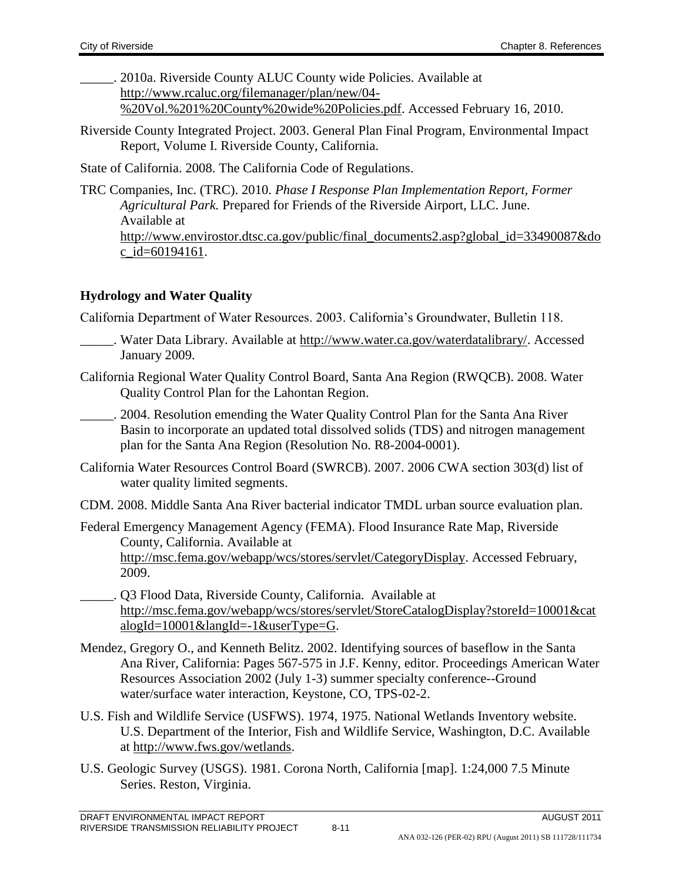\_\_\_\_\_. 2010a. Riverside County ALUC County wide Policies. Available at http://www.rcaluc.org/filemanager/plan/new/04-%20Vol.%201%20County%20wide%20Policies.pdf. Accessed February 16, 2010.

Riverside County Integrated Project. 2003. General Plan Final Program, Environmental Impact Report, Volume I. Riverside County, California.

State of California. 2008. The California Code of Regulations.

TRC Companies, Inc. (TRC). 2010. *Phase I Response Plan Implementation Report, Former Agricultural Park.* Prepared for Friends of the Riverside Airport, LLC. June. Available at http://www.envirostor.dtsc.ca.gov/public/final_documents2.asp?global_id=33490087&doc_id=60194161.

### Hydrology and Water Quality

California Department of Water Resources. 2003. California's Groundwater, Bulletin 118.

\_\_\_\_\_. Water Data Library. Available at http://www.water.ca.gov/waterdatalibrary/. Accessed January 2009.

California Regional Water Quality Control Board, Santa Ana Region (RWQCB). 2008. Water Quality Control Plan for the Lahontan Region.

\_\_\_\_\_. 2004. Resolution emending the Water Quality Control Plan for the Santa Ana River Basin to incorporate an updated total dissolved solids (TDS) and nitrogen management plan for the Santa Ana Region (Resolution No. R8-2004-0001).

California Water Resources Control Board (SWRCB). 2007. 2006 CWA section 303(d) list of water quality limited segments.

CDM. 2008. Middle Santa Ana River bacterial indicator TMDL urban source evaluation plan.

Federal Emergency Management Agency (FEMA). Flood Insurance Rate Map, Riverside County, California. Available at http://msc.fema.gov/webapp/wcs/stores/servlet/CategoryDisplay. Accessed February, 2009.

\_\_\_\_\_. Q3 Flood Data, Riverside County, California. Available at http://msc.fema.gov/webapp/wcs/stores/servlet/StoreCatalogDisplay?storeId=10001&catalogId=10001&langId=-1&userType=G.

Mendez, Gregory O., and Kenneth Belitz. 2002. Identifying sources of baseflow in the Santa Ana River, California: Pages 567-575 in J.F. Kenny, editor. Proceedings American Water Resources Association 2002 (July 1-3) summer specialty conference--Ground water/surface water interaction, Keystone, CO, TPS-02-2.

U.S. Fish and Wildlife Service (USFWS). 1974, 1975. National Wetlands Inventory website. U.S. Department of the Interior, Fish and Wildlife Service, Washington, D.C. Available at http://www.fws.gov/wetlands.

U.S. Geologic Survey (USGS). 1981. Corona North, California [map]. 1:24,000 7.5 Minute Series. Reston, Virginia.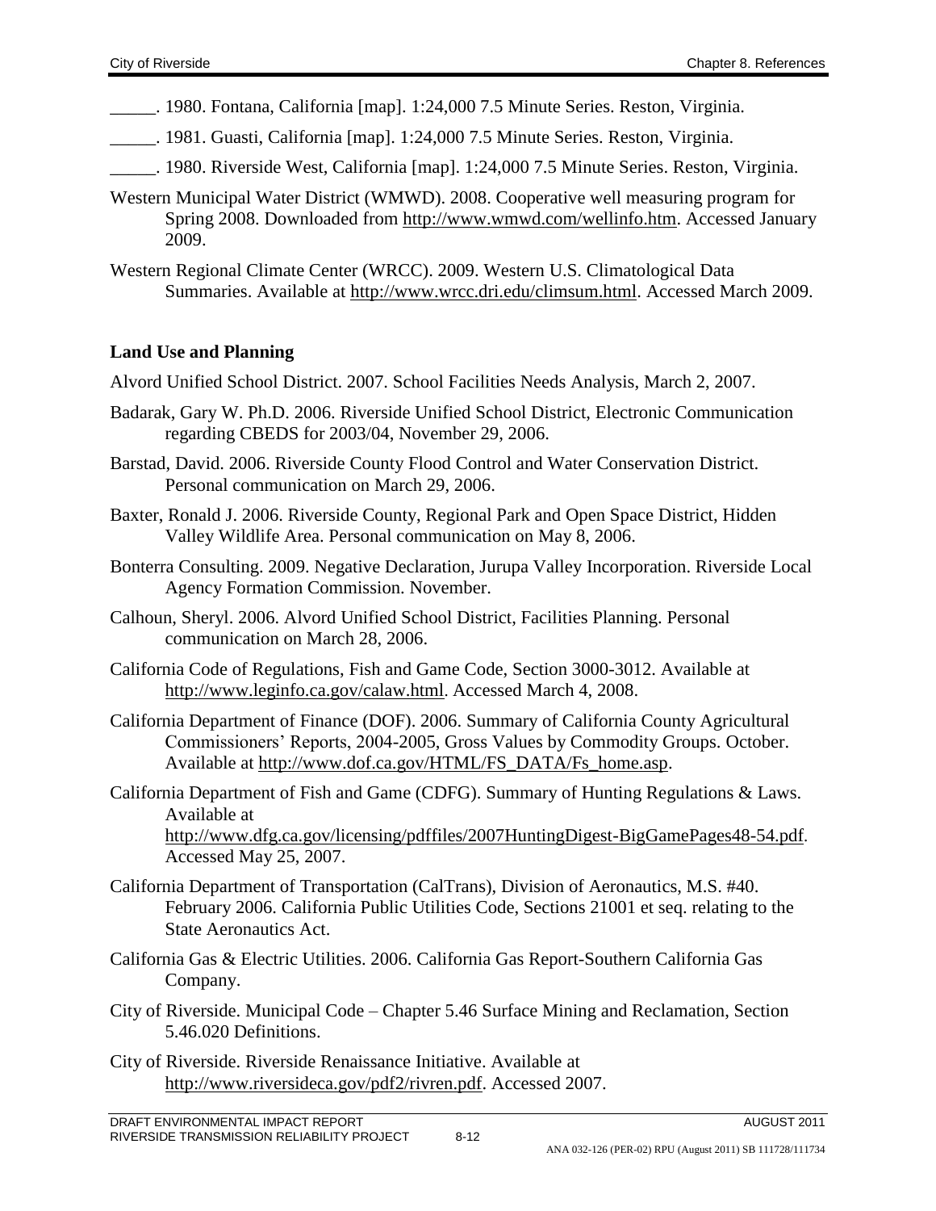_____. 1980. Fontana, California [map]. 1:24,000 7.5 Minute Series. Reston, Virginia.

_____. 1981. Guasti, California [map]. 1:24,000 7.5 Minute Series. Reston, Virginia.

_____. 1980. Riverside West, California [map]. 1:24,000 7.5 Minute Series. Reston, Virginia.

Western Municipal Water District (WMWD). 2008. Cooperative well measuring program for Spring 2008. Downloaded from http://www.wmwd.com/wellinfo.htm. Accessed January 2009.

Western Regional Climate Center (WRCC). 2009. Western U.S. Climatological Data Summaries. Available at http://www.wrcc.dri.edu/climsum.html. Accessed March 2009.

**Land Use and Planning**

Alvord Unified School District. 2007. School Facilities Needs Analysis, March 2, 2007.

Badarak, Gary W. Ph.D. 2006. Riverside Unified School District, Electronic Communication regarding CBEDS for 2003/04, November 29, 2006.

Barstad, David. 2006. Riverside County Flood Control and Water Conservation District. Personal communication on March 29, 2006.

Baxter, Ronald J. 2006. Riverside County, Regional Park and Open Space District, Hidden Valley Wildlife Area. Personal communication on May 8, 2006.

Bonterra Consulting. 2009. Negative Declaration, Jurupa Valley Incorporation. Riverside Local Agency Formation Commission. November.

Calhoun, Sheryl. 2006. Alvord Unified School District, Facilities Planning. Personal communication on March 28, 2006.

California Code of Regulations, Fish and Game Code, Section 3000-3012. Available at http://www.leginfo.ca.gov/calaw.html. Accessed March 4, 2008.

California Department of Finance (DOF). 2006. Summary of California County Agricultural Commissioners' Reports, 2004-2005, Gross Values by Commodity Groups. October. Available at http://www.dof.ca.gov/HTML/FS_DATA/Fs_home.asp.

California Department of Fish and Game (CDFG). Summary of Hunting Regulations & Laws. Available at http://www.dfg.ca.gov/licensing/pdffiles/2007HuntingDigest-BigGamePages48-54.pdf. Accessed May 25, 2007.

California Department of Transportation (CalTrans), Division of Aeronautics, M.S. #40. February 2006. California Public Utilities Code, Sections 21001 et seq. relating to the State Aeronautics Act.

California Gas & Electric Utilities. 2006. California Gas Report-Southern California Gas Company.

City of Riverside. Municipal Code – Chapter 5.46 Surface Mining and Reclamation, Section 5.46.020 Definitions.

City of Riverside. Riverside Renaissance Initiative. Available at http://www.riversideca.gov/pdf2/rivren.pdf. Accessed 2007.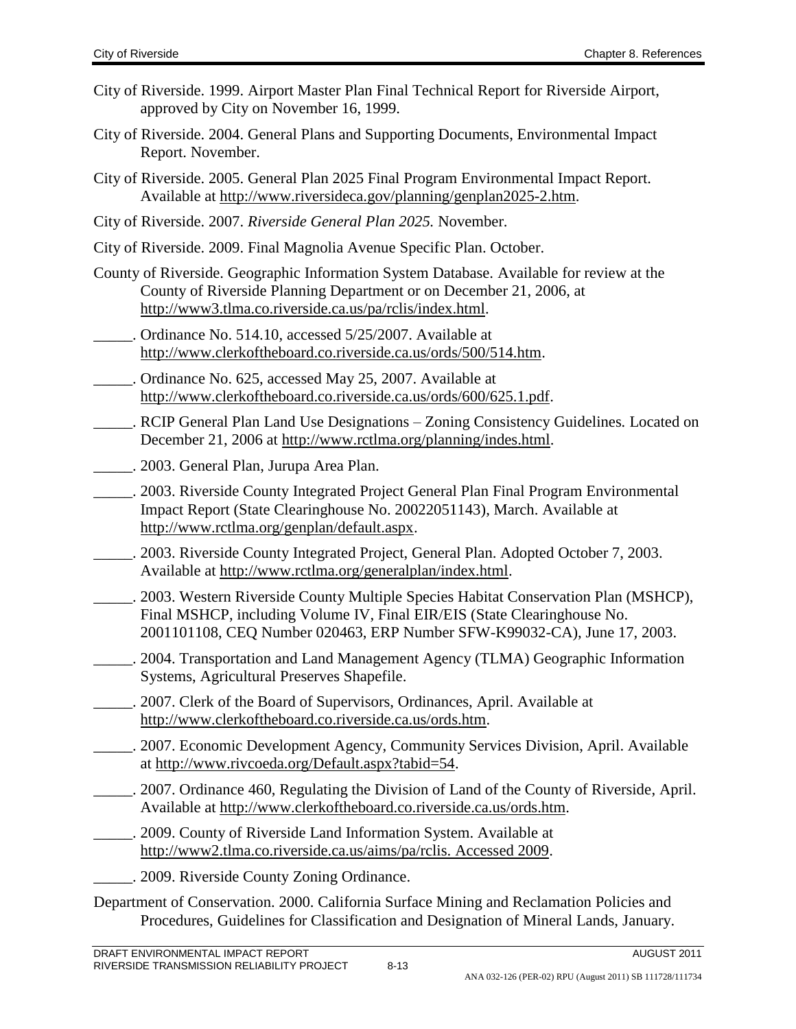City of Riverside. 1999. Airport Master Plan Final Technical Report for Riverside Airport, approved by City on November 16, 1999.

City of Riverside. 2004. General Plans and Supporting Documents, Environmental Impact Report. November.

City of Riverside. 2005. General Plan 2025 Final Program Environmental Impact Report. Available at http://www.riversideca.gov/planning/genplan2025-2.htm.

City of Riverside. 2007. *Riverside General Plan 2025.* November.

City of Riverside. 2009. Final Magnolia Avenue Specific Plan. October.

County of Riverside. Geographic Information System Database. Available for review at the County of Riverside Planning Department or on December 21, 2006, at http://www3.tlma.co.riverside.ca.us/pa/rclis/index.html.

_____. Ordinance No. 514.10, accessed 5/25/2007. Available at http://www.clerkoftheboard.co.riverside.ca.us/ords/500/514.htm.

_____. Ordinance No. 625, accessed May 25, 2007. Available at http://www.clerkoftheboard.co.riverside.ca.us/ords/600/625.1.pdf.

_____. RCIP General Plan Land Use Designations – Zoning Consistency Guidelines. Located on December 21, 2006 at http://www.rctlma.org/planning/indes.html.

_____. 2003. General Plan, Jurupa Area Plan.

_____. 2003. Riverside County Integrated Project General Plan Final Program Environmental Impact Report (State Clearinghouse No. 20022051143), March. Available at http://www.rctlma.org/genplan/default.aspx.

_____. 2003. Riverside County Integrated Project, General Plan. Adopted October 7, 2003. Available at http://www.rctlma.org/generalplan/index.html.

_____. 2003. Western Riverside County Multiple Species Habitat Conservation Plan (MSHCP), Final MSHCP, including Volume IV, Final EIR/EIS (State Clearinghouse No. 2001101108, CEQ Number 020463, ERP Number SFW-K99032-CA), June 17, 2003.

_____. 2004. Transportation and Land Management Agency (TLMA) Geographic Information Systems, Agricultural Preserves Shapefile.

_____. 2007. Clerk of the Board of Supervisors, Ordinances, April. Available at http://www.clerkoftheboard.co.riverside.ca.us/ords.htm.

_____. 2007. Economic Development Agency, Community Services Division, April. Available at http://www.rivcoeda.org/Default.aspx?tabid=54.

_____. 2007. Ordinance 460, Regulating the Division of Land of the County of Riverside, April. Available at http://www.clerkoftheboard.co.riverside.ca.us/ords.htm.

_____. 2009. County of Riverside Land Information System. Available at http://www2.tlma.co.riverside.ca.us/aims/pa/rclis. Accessed 2009.

_____. 2009. Riverside County Zoning Ordinance.

Department of Conservation. 2000. California Surface Mining and Reclamation Policies and Procedures, Guidelines for Classification and Designation of Mineral Lands, January.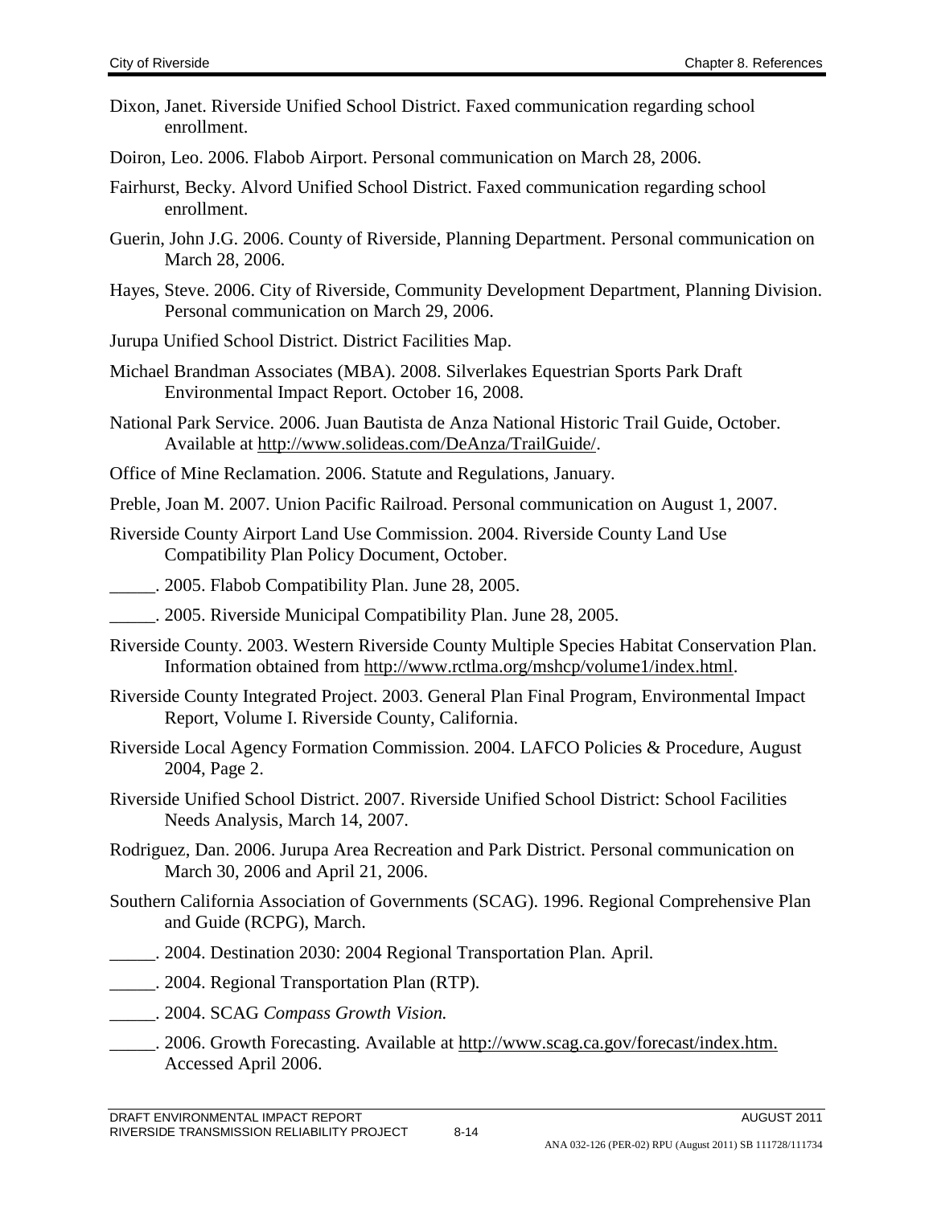Dixon, Janet. Riverside Unified School District. Faxed communication regarding school enrollment.

Doiron, Leo. 2006. Flabob Airport. Personal communication on March 28, 2006.

Fairhurst, Becky. Alvord Unified School District. Faxed communication regarding school enrollment.

Guerin, John J.G. 2006. County of Riverside, Planning Department. Personal communication on March 28, 2006.

Hayes, Steve. 2006. City of Riverside, Community Development Department, Planning Division. Personal communication on March 29, 2006.

Jurupa Unified School District. District Facilities Map.

Michael Brandman Associates (MBA). 2008. Silverlakes Equestrian Sports Park Draft Environmental Impact Report. October 16, 2008.

National Park Service. 2006. Juan Bautista de Anza National Historic Trail Guide, October. Available at http://www.solideas.com/DeAnza/TrailGuide/.

Office of Mine Reclamation. 2006. Statute and Regulations, January.

Preble, Joan M. 2007. Union Pacific Railroad. Personal communication on August 1, 2007.

Riverside County Airport Land Use Commission. 2004. Riverside County Land Use Compatibility Plan Policy Document, October.

_____. 2005. Flabob Compatibility Plan. June 28, 2005.

_____. 2005. Riverside Municipal Compatibility Plan. June 28, 2005.

Riverside County. 2003. Western Riverside County Multiple Species Habitat Conservation Plan. Information obtained from http://www.rctlma.org/mshcp/volume1/index.html.

Riverside County Integrated Project. 2003. General Plan Final Program, Environmental Impact Report, Volume I. Riverside County, California.

Riverside Local Agency Formation Commission. 2004. LAFCO Policies & Procedure, August 2004, Page 2.

Riverside Unified School District. 2007. Riverside Unified School District: School Facilities Needs Analysis, March 14, 2007.

Rodriguez, Dan. 2006. Jurupa Area Recreation and Park District. Personal communication on March 30, 2006 and April 21, 2006.

Southern California Association of Governments (SCAG). 1996. Regional Comprehensive Plan and Guide (RCPG), March.

_____. 2004. Destination 2030: 2004 Regional Transportation Plan. April.

_____. 2004. Regional Transportation Plan (RTP).

_____. 2004. SCAG *Compass Growth Vision.*

_____. 2006. Growth Forecasting. Available at http://www.scag.ca.gov/forecast/index.htm. Accessed April 2006.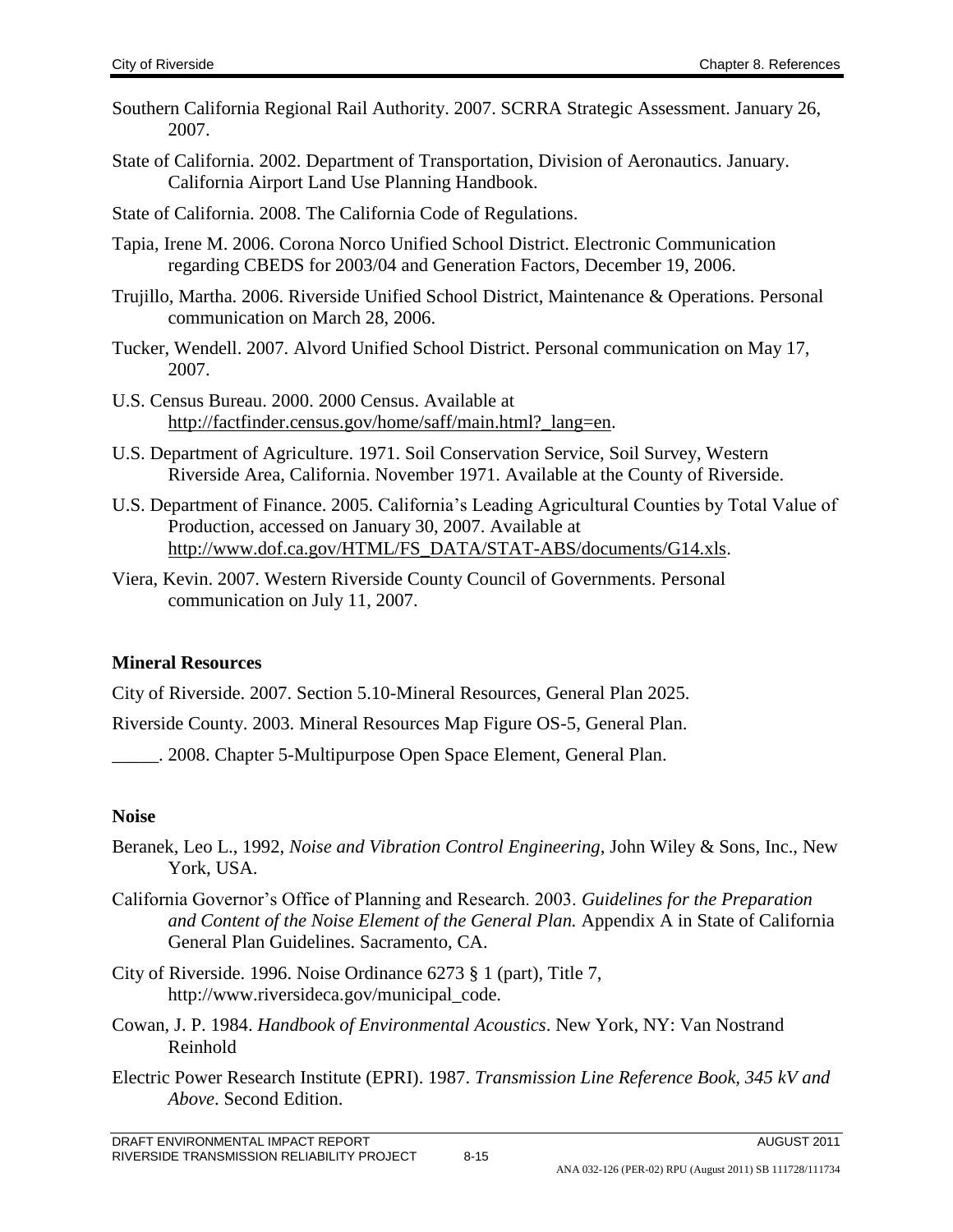Southern California Regional Rail Authority. 2007. SCRRA Strategic Assessment. January 26, 2007.

State of California. 2002. Department of Transportation, Division of Aeronautics. January. California Airport Land Use Planning Handbook.

State of California. 2008. The California Code of Regulations.

Tapia, Irene M. 2006. Corona Norco Unified School District. Electronic Communication regarding CBEDS for 2003/04 and Generation Factors, December 19, 2006.

Trujillo, Martha. 2006. Riverside Unified School District, Maintenance & Operations. Personal communication on March 28, 2006.

Tucker, Wendell. 2007. Alvord Unified School District. Personal communication on May 17, 2007.

U.S. Census Bureau. 2000. 2000 Census. Available at http://factfinder.census.gov/home/saff/main.html?_lang=en.

U.S. Department of Agriculture. 1971. Soil Conservation Service, Soil Survey, Western Riverside Area, California. November 1971. Available at the County of Riverside.

U.S. Department of Finance. 2005. California's Leading Agricultural Counties by Total Value of Production, accessed on January 30, 2007. Available at http://www.dof.ca.gov/HTML/FS_DATA/STAT-ABS/documents/G14.xls.

Viera, Kevin. 2007. Western Riverside County Council of Governments. Personal communication on July 11, 2007.

**Mineral Resources**

City of Riverside. 2007. Section 5.10-Mineral Resources, General Plan 2025.

Riverside County. 2003. Mineral Resources Map Figure OS-5, General Plan.

_____. 2008. Chapter 5-Multipurpose Open Space Element, General Plan.

**Noise**

Beranek, Leo L., 1992, *Noise and Vibration Control Engineering*, John Wiley & Sons, Inc., New York, USA.

California Governor's Office of Planning and Research. 2003. *Guidelines for the Preparation and Content of the Noise Element of the General Plan.* Appendix A in State of California General Plan Guidelines. Sacramento, CA.

City of Riverside. 1996. Noise Ordinance 6273 § 1 (part), Title 7, http://www.riversideca.gov/municipal_code.

Cowan, J. P. 1984. *Handbook of Environmental Acoustics*. New York, NY: Van Nostrand Reinhold

Electric Power Research Institute (EPRI). 1987. *Transmission Line Reference Book, 345 kV and Above*. Second Edition.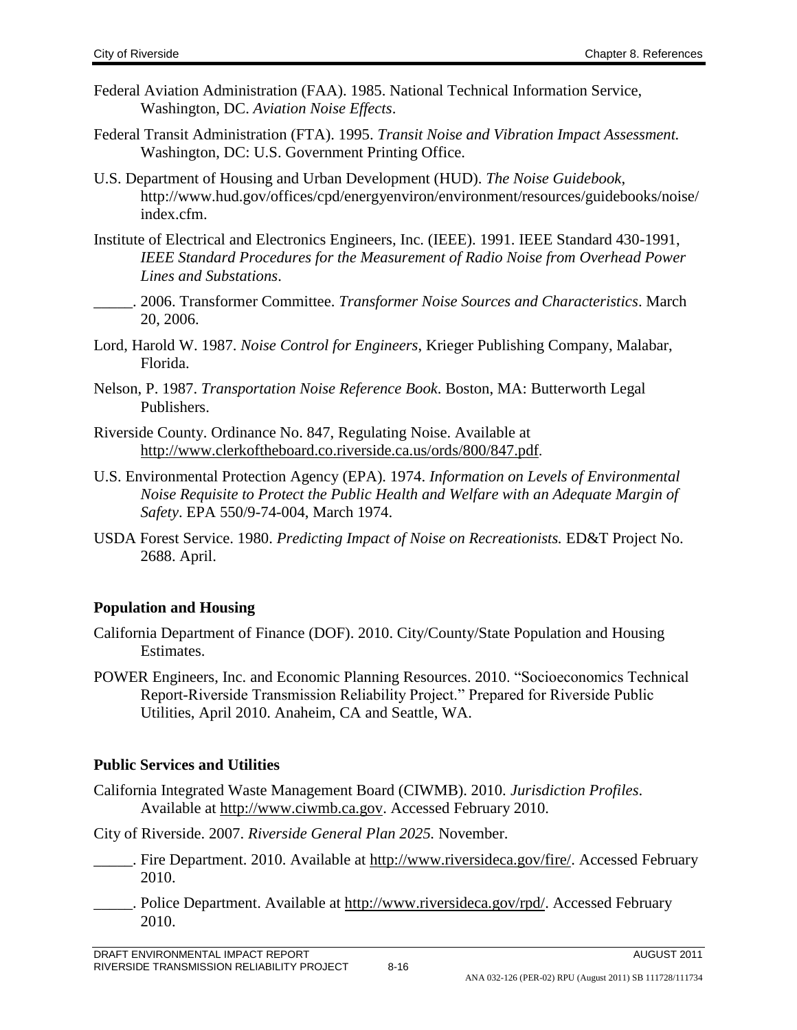Federal Aviation Administration (FAA). 1985. National Technical Information Service, Washington, DC. *Aviation Noise Effects*.

Federal Transit Administration (FTA). 1995. *Transit Noise and Vibration Impact Assessment.* Washington, DC: U.S. Government Printing Office.

U.S. Department of Housing and Urban Development (HUD). *The Noise Guidebook*, http://www.hud.gov/offices/cpd/energyenviron/environment/resources/guidebooks/noise/index.cfm.

Institute of Electrical and Electronics Engineers, Inc. (IEEE). 1991. IEEE Standard 430-1991, *IEEE Standard Procedures for the Measurement of Radio Noise from Overhead Power Lines and Substations*.

_____. 2006. Transformer Committee. *Transformer Noise Sources and Characteristics*. March 20, 2006.

Lord, Harold W. 1987. *Noise Control for Engineers*, Krieger Publishing Company, Malabar, Florida.

Nelson, P. 1987. *Transportation Noise Reference Book*. Boston, MA: Butterworth Legal Publishers.

Riverside County. Ordinance No. 847, Regulating Noise. Available at http://www.clerkoftheboard.co.riverside.ca.us/ords/800/847.pdf.

U.S. Environmental Protection Agency (EPA). 1974. *Information on Levels of Environmental Noise Requisite to Protect the Public Health and Welfare with an Adequate Margin of Safety*. EPA 550/9-74-004, March 1974.

USDA Forest Service. 1980. *Predicting Impact of Noise on Recreationists.* ED&T Project No. 2688. April.

**Population and Housing**

California Department of Finance (DOF). 2010. City/County/State Population and Housing Estimates.

POWER Engineers, Inc. and Economic Planning Resources. 2010. "Socioeconomics Technical Report-Riverside Transmission Reliability Project." Prepared for Riverside Public Utilities, April 2010. Anaheim, CA and Seattle, WA.

**Public Services and Utilities**

California Integrated Waste Management Board (CIWMB). 2010. *Jurisdiction Profiles*. Available at http://www.ciwmb.ca.gov. Accessed February 2010.

City of Riverside. 2007. *Riverside General Plan 2025.* November.

_____. Fire Department. 2010. Available at http://www.riversideca.gov/fire/. Accessed February 2010.

_____. Police Department. Available at http://www.riversideca.gov/rpd/. Accessed February 2010.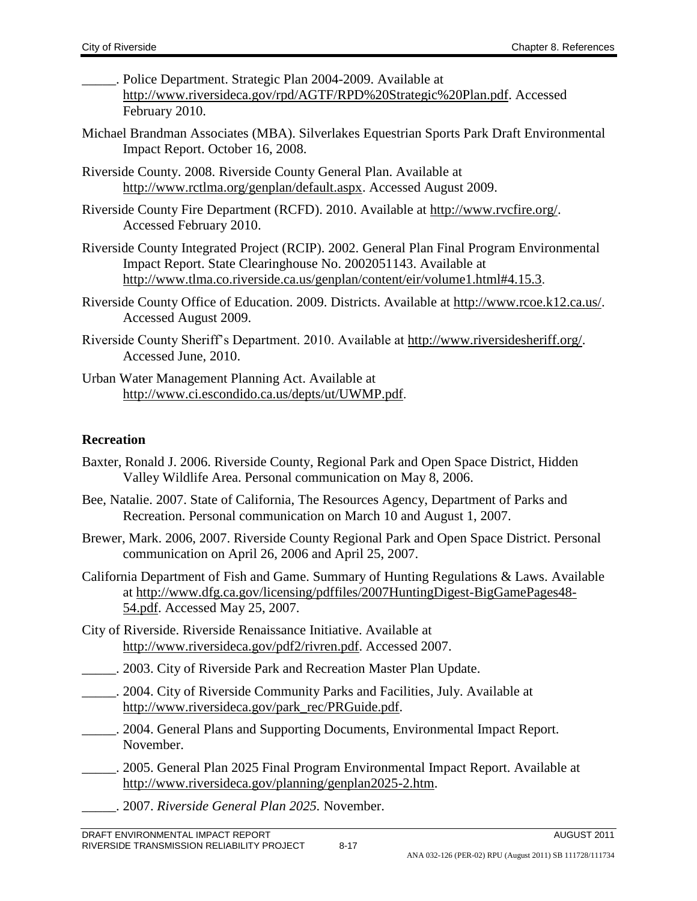_____. Police Department. Strategic Plan 2004-2009. Available at http://www.riversideca.gov/rpd/AGTF/RPD%20Strategic%20Plan.pdf. Accessed February 2010.

Michael Brandman Associates (MBA). Silverlakes Equestrian Sports Park Draft Environmental Impact Report. October 16, 2008.

Riverside County. 2008. Riverside County General Plan. Available at http://www.rctlma.org/genplan/default.aspx. Accessed August 2009.

Riverside County Fire Department (RCFD). 2010. Available at http://www.rvcfire.org/. Accessed February 2010.

Riverside County Integrated Project (RCIP). 2002. General Plan Final Program Environmental Impact Report. State Clearinghouse No. 2002051143. Available at http://www.tlma.co.riverside.ca.us/genplan/content/eir/volume1.html#4.15.3.

Riverside County Office of Education. 2009. Districts. Available at http://www.rcoe.k12.ca.us/. Accessed August 2009.

Riverside County Sheriff's Department. 2010. Available at http://www.riversidesheriff.org/. Accessed June, 2010.

Urban Water Management Planning Act. Available at http://www.ci.escondido.ca.us/depts/ut/UWMP.pdf.

**Recreation**

Baxter, Ronald J. 2006. Riverside County, Regional Park and Open Space District, Hidden Valley Wildlife Area. Personal communication on May 8, 2006.

Bee, Natalie. 2007. State of California, The Resources Agency, Department of Parks and Recreation. Personal communication on March 10 and August 1, 2007.

Brewer, Mark. 2006, 2007. Riverside County Regional Park and Open Space District. Personal communication on April 26, 2006 and April 25, 2007.

California Department of Fish and Game. Summary of Hunting Regulations & Laws. Available at http://www.dfg.ca.gov/licensing/pdffiles/2007HuntingDigest-BigGamePages48-54.pdf. Accessed May 25, 2007.

City of Riverside. Riverside Renaissance Initiative. Available at http://www.riversideca.gov/pdf2/rivren.pdf. Accessed 2007.

_____. 2003. City of Riverside Park and Recreation Master Plan Update.

_____. 2004. City of Riverside Community Parks and Facilities, July. Available at http://www.riversideca.gov/park_rec/PRGuide.pdf.

_____. 2004. General Plans and Supporting Documents, Environmental Impact Report. November.

_____. 2005. General Plan 2025 Final Program Environmental Impact Report. Available at http://www.riversideca.gov/planning/genplan2025-2.htm.

_____. 2007. *Riverside General Plan 2025.* November.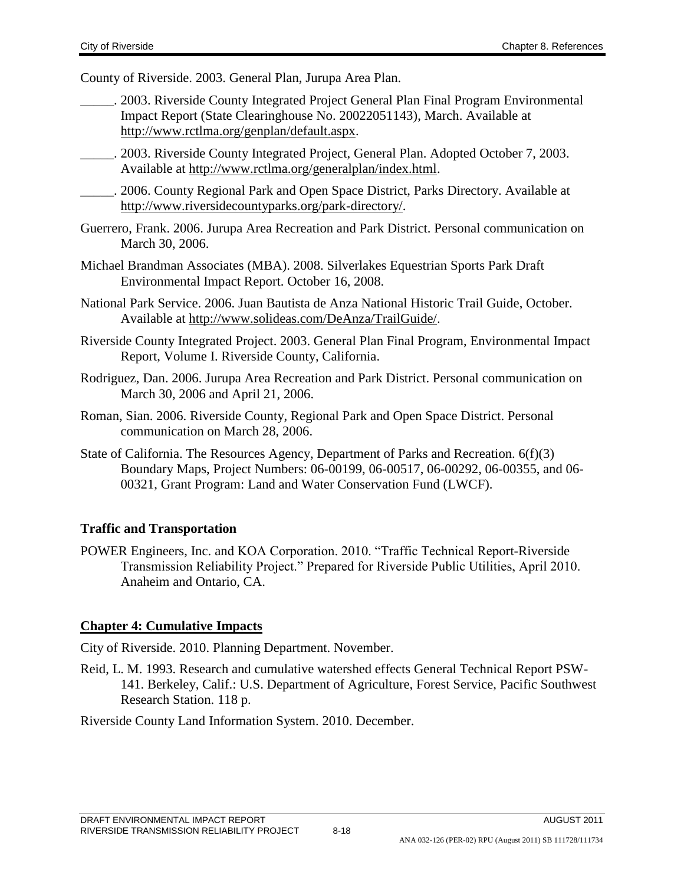County of Riverside. 2003. General Plan, Jurupa Area Plan.

_____. 2003. Riverside County Integrated Project General Plan Final Program Environmental Impact Report (State Clearinghouse No. 20022051143), March. Available at http://www.rctlma.org/genplan/default.aspx.

_____. 2003. Riverside County Integrated Project, General Plan. Adopted October 7, 2003. Available at http://www.rctlma.org/generalplan/index.html.

_____. 2006. County Regional Park and Open Space District, Parks Directory. Available at http://www.riversidecountyparks.org/park-directory/.

Guerrero, Frank. 2006. Jurupa Area Recreation and Park District. Personal communication on March 30, 2006.

Michael Brandman Associates (MBA). 2008. Silverlakes Equestrian Sports Park Draft Environmental Impact Report. October 16, 2008.

National Park Service. 2006. Juan Bautista de Anza National Historic Trail Guide, October. Available at http://www.solideas.com/DeAnza/TrailGuide/.

Riverside County Integrated Project. 2003. General Plan Final Program, Environmental Impact Report, Volume I. Riverside County, California.

Rodriguez, Dan. 2006. Jurupa Area Recreation and Park District. Personal communication on March 30, 2006 and April 21, 2006.

Roman, Sian. 2006. Riverside County, Regional Park and Open Space District. Personal communication on March 28, 2006.

State of California. The Resources Agency, Department of Parks and Recreation. 6(f)(3) Boundary Maps, Project Numbers: 06-00199, 06-00517, 06-00292, 06-00355, and 06-00321, Grant Program: Land and Water Conservation Fund (LWCF).

### Traffic and Transportation

POWER Engineers, Inc. and KOA Corporation. 2010. "Traffic Technical Report-Riverside Transmission Reliability Project." Prepared for Riverside Public Utilities, April 2010. Anaheim and Ontario, CA.

## Chapter 4: Cumulative Impacts

City of Riverside. 2010. Planning Department. November.

Reid, L. M. 1993. Research and cumulative watershed effects General Technical Report PSW-141. Berkeley, Calif.: U.S. Department of Agriculture, Forest Service, Pacific Southwest Research Station. 118 p.

Riverside County Land Information System. 2010. December.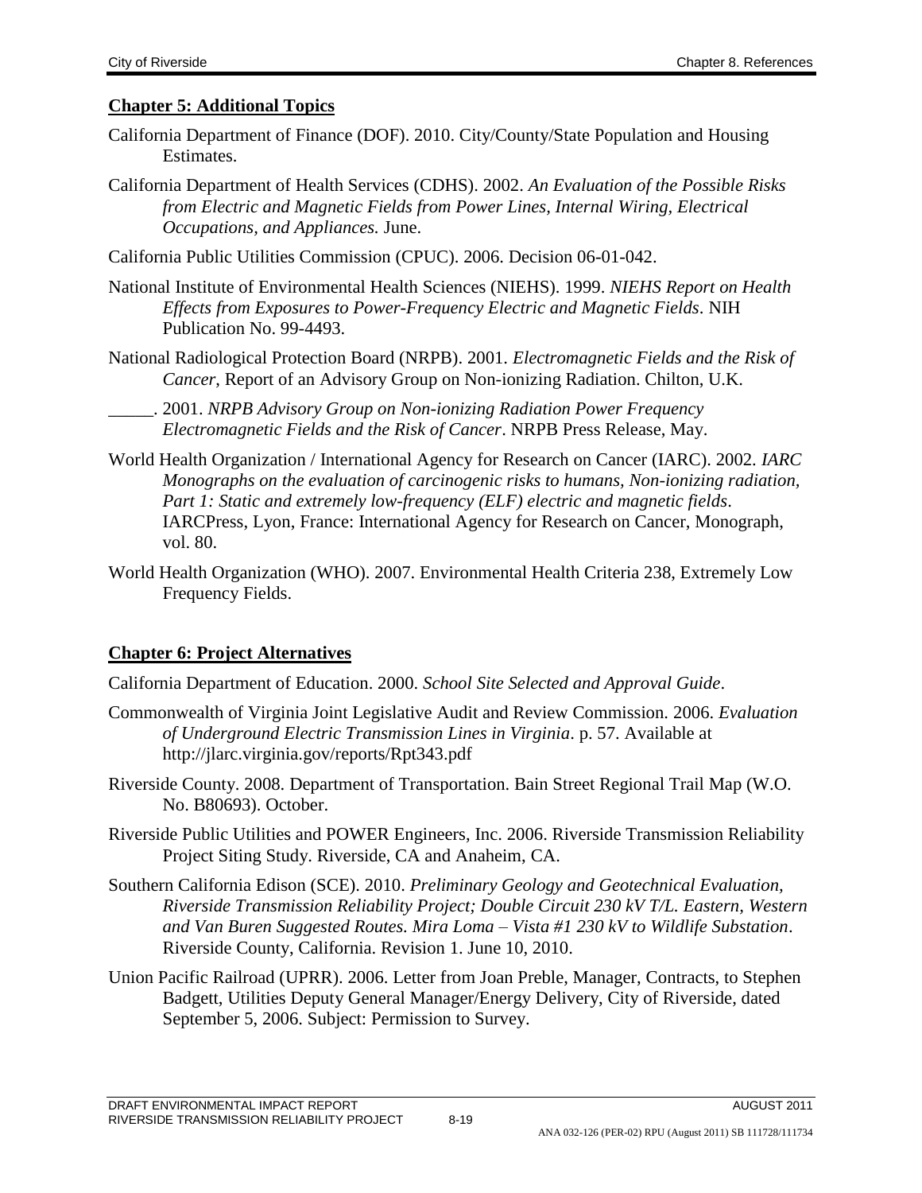## **Chapter 5: Additional Topics**

California Department of Finance (DOF). 2010. City/County/State Population and Housing Estimates.

California Department of Health Services (CDHS). 2002. *An Evaluation of the Possible Risks from Electric and Magnetic Fields from Power Lines, Internal Wiring, Electrical Occupations, and Appliances.* June.

California Public Utilities Commission (CPUC). 2006. Decision 06-01-042.

National Institute of Environmental Health Sciences (NIEHS). 1999. *NIEHS Report on Health Effects from Exposures to Power-Frequency Electric and Magnetic Fields*. NIH Publication No. 99-4493.

National Radiological Protection Board (NRPB). 2001. *Electromagnetic Fields and the Risk of Cancer*, Report of an Advisory Group on Non-ionizing Radiation. Chilton, U.K.

_____. 2001. *NRPB Advisory Group on Non-ionizing Radiation Power Frequency Electromagnetic Fields and the Risk of Cancer*. NRPB Press Release, May.

World Health Organization / International Agency for Research on Cancer (IARC). 2002. *IARC Monographs on the evaluation of carcinogenic risks to humans, Non-ionizing radiation, Part 1: Static and extremely low-frequency (ELF) electric and magnetic fields*. IARCPress, Lyon, France: International Agency for Research on Cancer, Monograph, vol. 80.

World Health Organization (WHO). 2007. Environmental Health Criteria 238, Extremely Low Frequency Fields.

## **Chapter 6: Project Alternatives**

California Department of Education. 2000. *School Site Selected and Approval Guide*.

Commonwealth of Virginia Joint Legislative Audit and Review Commission. 2006. *Evaluation of Underground Electric Transmission Lines in Virginia*. p. 57. Available at http://jlarc.virginia.gov/reports/Rpt343.pdf

Riverside County. 2008. Department of Transportation. Bain Street Regional Trail Map (W.O. No. B80693). October.

Riverside Public Utilities and POWER Engineers, Inc. 2006. Riverside Transmission Reliability Project Siting Study. Riverside, CA and Anaheim, CA.

Southern California Edison (SCE). 2010. *Preliminary Geology and Geotechnical Evaluation, Riverside Transmission Reliability Project; Double Circuit 230 kV T/L. Eastern, Western and Van Buren Suggested Routes. Mira Loma – Vista #1 230 kV to Wildlife Substation*. Riverside County, California. Revision 1. June 10, 2010.

Union Pacific Railroad (UPRR). 2006. Letter from Joan Preble, Manager, Contracts, to Stephen Badgett, Utilities Deputy General Manager/Energy Delivery, City of Riverside, dated September 5, 2006. Subject: Permission to Survey.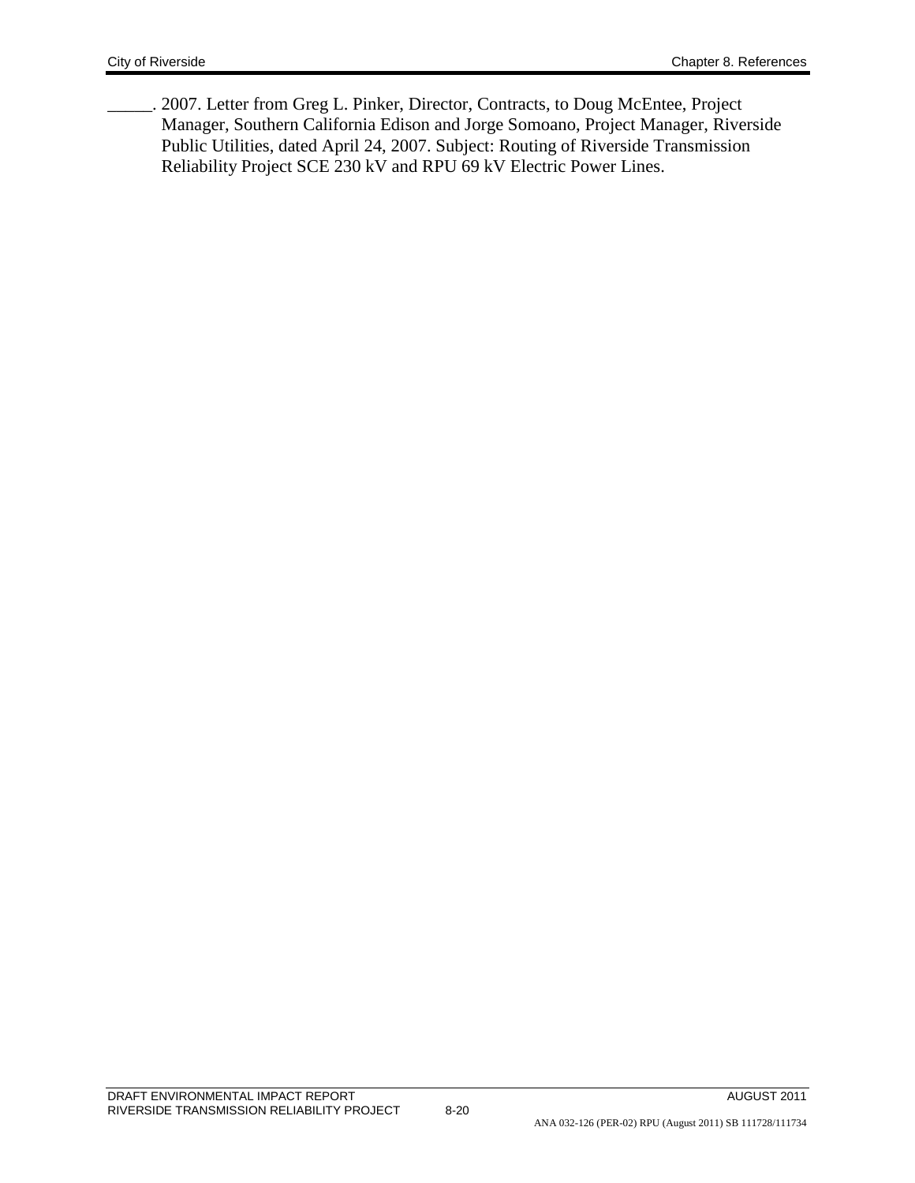\_\_\_\_\_. 2007. Letter from Greg L. Pinker, Director, Contracts, to Doug McEntee, Project Manager, Southern California Edison and Jorge Somoano, Project Manager, Riverside Public Utilities, dated April 24, 2007. Subject: Routing of Riverside Transmission Reliability Project SCE 230 kV and RPU 69 kV Electric Power Lines.